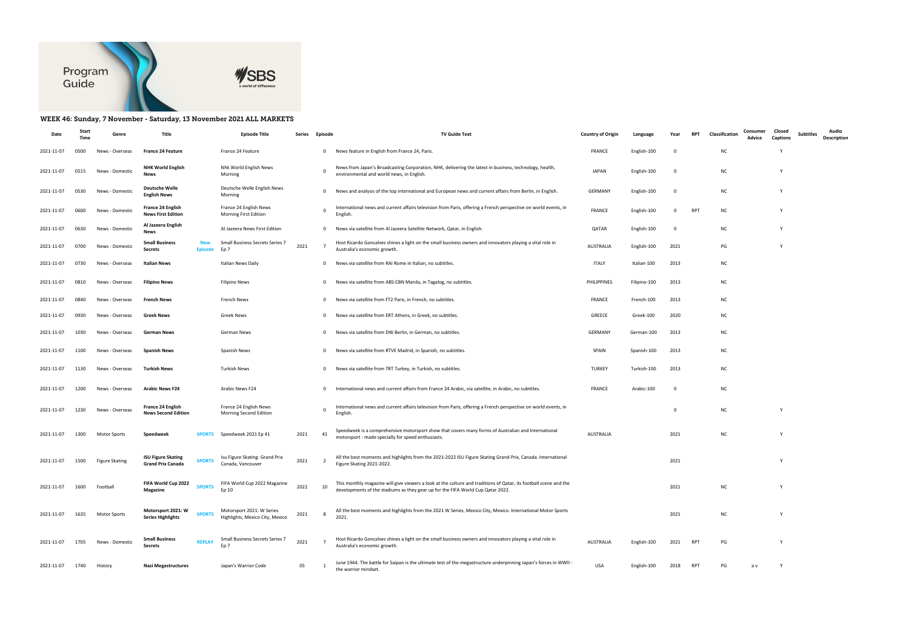Program Guide

SBS a world of difference

### WEEK 46: Sunday, 7 November - Saturday, 13 November 2021 ALL MARKETS

| Date | Start Time | Genre | Title | | Episode Title | Series | Episode | TV Guide Text | Country of Origin | Language | Year | RPT | Classification | Consumer Advice | Closed Captions | Subtitles | Audio Description |
|---|---|---|---|---|---|---|---|---|---|---|---|---|---|---|---|---|---|
| 2021-11-07 | 0500 | News - Overseas | **France 24 Feature** | | France 24 Feature | | 0 | News feature in English from France 24, Paris. | FRANCE | English-100 | 0 | | NC | | Y | | |
| 2021-11-07 | 0515 | News - Domestic | **NHK World English News** | | Nhk World English News Morning | | 0 | News from Japan's Broadcasting Corporation, NHK, delivering the latest in business, technology, health, environmental and world news, in English. | JAPAN | English-100 | 0 | | NC | | Y | | |
| 2021-11-07 | 0530 | News - Domestic | **Deutsche Welle English News** | | Deutsche Welle English News Morning | | 0 | News and analysis of the top international and European news and current affairs from Berlin, in English. | GERMANY | English-100 | 0 | | NC | | Y | | |
| 2021-11-07 | 0600 | News - Domestic | **France 24 English News First Edition** | | France 24 English News Morning First Edition | | 0 | International news and current affairs television from Paris, offering a French perspective on world events, in English. | FRANCE | English-100 | 0 | RPT | NC | | Y | | |
| 2021-11-07 | 0630 | News - Domestic | **Al Jazeera English News** | | Al Jazeera News First Edition | | 0 | News via satellite from Al Jazeera Satellite Network, Qatar, in English. | QATAR | English-100 | 0 | | NC | | Y | | |
| 2021-11-07 | 0700 | News - Domestic | **Small Business Secrets** | New Episode | Small Business Secrets Series 7 Ep 7 | 2021 | 7 | Host Ricardo Goncalves shines a light on the small business owners and innovators playing a vital role in Australia's economic growth. | AUSTRALIA | English-100 | 2021 | | PG | | Y | | |
| 2021-11-07 | 0730 | News - Overseas | **Italian News** | | Italian News Daily | | 0 | News via satellite from RAI Rome in Italian, no subtitles. | ITALY | Italian-100 | 2013 | | NC | | | | |
| 2021-11-07 | 0810 | News - Overseas | **Filipino News** | | Filipino News | | 0 | News via satellite from ABS-CBN Manila, in Tagalog, no subtitles. | PHILIPPINES | Filipino-100 | 2013 | | NC | | | | |
| 2021-11-07 | 0840 | News - Overseas | **French News** | | French News | | 0 | News via satellite from FT2 Paris, in French, no subtitles. | FRANCE | French-100 | 2013 | | NC | | | | |
| 2021-11-07 | 0930 | News - Overseas | **Greek News** | | Greek News | | 0 | News via satellite from ERT Athens, in Greek, no subtitles. | GREECE | Greek-100 | 2020 | | NC | | | | |
| 2021-11-07 | 1030 | News - Overseas | **German News** | | German News | | 0 | News via satellite from DW Berlin, in German, no subtitles. | GERMANY | German-100 | 2013 | | NC | | | | |
| 2021-11-07 | 1100 | News - Overseas | **Spanish News** | | Spanish News | | 0 | News via satellite from RTVE Madrid, in Spanish, no subtitles. | SPAIN | Spanish-100 | 2013 | | NC | | | | |
| 2021-11-07 | 1130 | News - Overseas | **Turkish News** | | Turkish News | | 0 | News via satellite from TRT Turkey, in Turkish, no subtitles. | TURKEY | Turkish-100 | 2013 | | NC | | | | |
| 2021-11-07 | 1200 | News - Overseas | **Arabic News F24** | | Arabic News F24 | | 0 | International news and current affairs from France 24 Arabic, via satellite, in Arabic, no subtitles. | FRANCE | Arabic-100 | 0 | | NC | | | | |
| 2021-11-07 | 1230 | News - Overseas | **France 24 English News Second Edition** | | France 24 English News Morning Second Edition | | 0 | International news and current affairs television from Paris, offering a French perspective on world events, in English. | | | 0 | | NC | | Y | | |
| 2021-11-07 | 1300 | Motor Sports | **Speedweek** | SPORTS | Speedweek 2021 Ep 41 | 2021 | 41 | Speedweek is a comprehensive motorsport show that covers many forms of Australian and International motorsport - made specially for speed enthusiasts. | AUSTRALIA | | 2021 | | NC | | Y | | |
| 2021-11-07 | 1500 | Figure Skating | **ISU Figure Skating Grand Prix Canada** | SPORTS | Isu Figure Skating: Grand Prix Canada, Vancouver | 2021 | 2 | All the best moments and highlights from the 2021-2022 ISU Figure Skating Grand Prix, Canada. International Figure Skating 2021-2022. | | | 2021 | | | | Y | | |
| 2021-11-07 | 1600 | Football | **FIFA World Cup 2022 Magazine** | SPORTS | FIFA World Cup 2022 Magazine Ep 10 | 2022 | 10 | This monthly magazine will give viewers a look at the culture and traditions of Qatar, its football scene and the developments of the stadiums as they gear up for the FIFA World Cup Qatar 2022. | | | 2021 | | NC | | Y | | |
| 2021-11-07 | 1635 | Motor Sports | **Motorsport 2021: W Series Highlights** | SPORTS | Motorsport 2021: W Series Highlights, Mexico City, Mexico | 2021 | 8 | All the best moments and highlights from the 2021 W Series, Mexico City, Mexico. International Motor Sports 2021. | | | 2021 | | NC | | Y | | |
| 2021-11-07 | 1705 | News - Domestic | **Small Business Secrets** | REPLAY | Small Business Secrets Series 7 Ep 7 | 2021 | 7 | Host Ricardo Goncalves shines a light on the small business owners and innovators playing a vital role in Australia's economic growth. | AUSTRALIA | English-100 | 2021 | RPT | PG | | Y | | |
| 2021-11-07 | 1740 | History | **Nazi Megastructures** | | Japan's Warrior Code | 05 | 1 | June 1944. The battle for Saipan is the ultimate test of the megastructure underpinning Japan's forces in WWII - the warrior mindset. | USA | English-100 | 2018 | RPT | PG | a v | Y | | |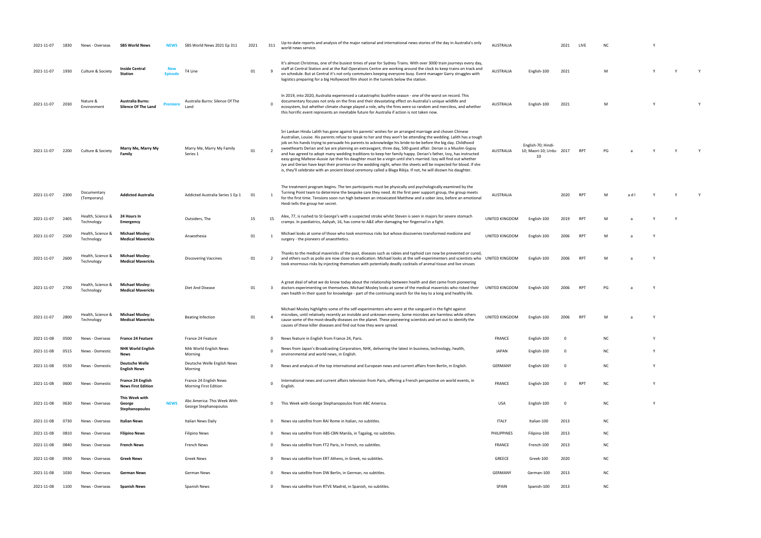| | | | | | | | | | | | | | | | | | | | |
|---|---|---|---|---|---|---|---|---|---|---|---|---|---|---|---|---|---|---|---|
| 2021-11-07 | 1830 | News - Overseas | **SBS World News** | **NEWS** | SBS World News 2021 Ep 311 | 2021 | 311 | Up-to-date reports and analysis of the major national and international news stories of the day in Australia's only world news service. | AUSTRALIA | | 2021 | LIVE | NC | | Y | | |
| 2021-11-07 | 1930 | Culture & Society | **Inside Central Station** | **New Episode** | T4 Line | 01 | 9 | It's almost Christmas, one of the busiest times of year for Sydney Trains. With over 3000 train journeys every day, staff at Central Station and at the Rail Operations Centre are working around the clock to keep trains on track and on schedule. But at Central it's not only commuters keeping everyone busy. Event manager Garry struggles with logistics preparing for a big Hollywood film shoot in the tunnels below the station. | AUSTRALIA | English-100 | 2021 | | M | | Y | Y | Y |
| 2021-11-07 | 2030 | Nature & Environment | **Australia Burns: Silence Of The Land** | **Premiere** | Australia Burns: Silence Of The Land | | 0 | In 2019, into 2020, Australia experienced a catastrophic bushfire season - one of the worst on record. This documentary focuses not only on the fires and their devastating effect on Australia's unique wildlife and ecosystem, but whether climate change played a role, why the fires were so random and merciless, and whether this horrific event represents an inevitable future for Australia if action is not taken now. | AUSTRALIA | English-100 | 2021 | | M | | Y | | Y |
| 2021-11-07 | 2200 | Culture & Society | **Marry Me, Marry My Family** | | Marry Me, Marry My Family Series 1 | 01 | 2 | Sri Lankan Hindu Lalith has gone against his parents' wishes for an arranged marriage and chosen Chinese Australian, Louise. His parents refuse to speak to her and they won't be attending the wedding. Lalith has a tough job on his hands trying to persuade his parents to acknowledge his bride-to-be before the big day. Childhood sweethearts Derian and Jye are planning an extravagant, three day, 500-guest affair. Derian is a Muslim Gypsy and has agreed to adopt many wedding traditions to keep her family happy. Derian's father, Izzy, has instructed easy-going Maltese-Aussie Jye that his daughter must be a virgin until she's married. Izzy will find out whether Jye and Derian have kept their promise on the wedding night, when the sheets will be inspected for blood. If she is, they'll celebrate with an ancient blood ceremony called a Blaga Rikija. If not, he will disown his daughter. | AUSTRALIA | English-70; Hindi-10; Maori-10; Urdu-10 | 2017 | RPT | PG | a | Y | Y | Y |
| 2021-11-07 | 2300 | Documentary (Temporary) | **Addicted Australia** | | Addicted Australia Series 1 Ep 1 | 01 | 1 | The treatment program begins. The ten participants must be physically and psychologically examined by the Turning Point team to determine the bespoke care they need. At the first peer support group, the group meets for the first time. Tensions soon run high between an intoxicated Matthew and a sober Jess, before an emotional Heidi tells the group her secret. | AUSTRALIA | | 2020 | RPT | M | a d l | Y | Y | Y |
| 2021-11-07 | 2405 | Health, Science & Technology | **24 Hours In Emergency** | | Outsiders, The | 15 | 15 | Alex, 77, is rushed to St George's with a suspected stroke whilst Steven is seen in majors for severe stomach cramps. In paediatrics, Aaliyah, 16, has come to A&E after damaging her fingernail in a fight. | UNITED KINGDOM | English-100 | 2019 | RPT | M | a | Y | Y | |
| 2021-11-07 | 2500 | Health, Science & Technology | **Michael Mosley: Medical Mavericks** | | Anaesthesia | 01 | 1 | Michael looks at some of those who took enormous risks but whose discoveries transformed medicine and surgery - the pioneers of anaesthetics. | UNITED KINGDOM | English-100 | 2006 | RPT | M | a | Y | | |
| 2021-11-07 | 2600 | Health, Science & Technology | **Michael Mosley: Medical Mavericks** | | Discovering Vaccines | 01 | 2 | Thanks to the medical mavericks of the past, diseases such as rabies and typhoid can now be prevented or cured, and others such as polio are now close to eradication. Michael looks at the self-experimenters and scientists who took enormous risks by injecting themselves with potentially deadly cocktails of animal tissue and live viruses | UNITED KINGDOM | English-100 | 2006 | RPT | M | a | Y | | |
| 2021-11-07 | 2700 | Health, Science & Technology | **Michael Mosley: Medical Mavericks** | | Diet And Disease | 01 | 3 | A great deal of what we do know today about the relationship between health and diet came from pioneering doctors experimenting on themselves. Michael Mosley looks at some of the medical mavericks who risked their own health in their quest for knowledge - part of the continuing search for the key to a long and healthy life. | UNITED KINGDOM | English-100 | 2006 | RPT | PG | a | Y | | |
| 2021-11-07 | 2800 | Health, Science & Technology | **Michael Mosley: Medical Mavericks** | | Beating Infection | 01 | 4 | Michael Mosley highlights some of the self-experimenters who were at the vanguard in the fight against microbes, until relatively recently an invisible and unknown enemy. Some microbes are harmless while others cause some of the most-deadly diseases on the planet. These pioneering scientists and set out to identify the causes of these killer diseases and find out how they were spread. | UNITED KINGDOM | English-100 | 2006 | RPT | M | a | Y | | |
| 2021-11-08 | 0500 | News - Overseas | **France 24 Feature** | | France 24 Feature | | 0 | News feature in English from France 24, Paris. | FRANCE | English-100 | 0 | | NC | | Y | | |
| 2021-11-08 | 0515 | News - Domestic | **NHK World English News** | | Nhk World English News Morning | | 0 | News from Japan's Broadcasting Corporation, NHK, delivering the latest in business, technology, health, environmental and world news, in English. | JAPAN | English-100 | 0 | | NC | | Y | | |
| 2021-11-08 | 0530 | News - Domestic | **Deutsche Welle English News** | | Deutsche Welle English News Morning | | 0 | News and analysis of the top international and European news and current affairs from Berlin, in English. | GERMANY | English-100 | 0 | | NC | | Y | | |
| 2021-11-08 | 0600 | News - Domestic | **France 24 English News First Edition** | | France 24 English News Morning First Edition | | 0 | International news and current affairs television from Paris, offering a French perspective on world events, in English. | FRANCE | English-100 | 0 | RPT | NC | | Y | | |
| 2021-11-08 | 0630 | News - Overseas | **This Week with George Stephanopoulos** | **NEWS** | Abc America: This Week With George Stephanopoulos | | 0 | This Week with George Stephanopoulos from ABC America. | USA | English-100 | 0 | | NC | | Y | | |
| 2021-11-08 | 0730 | News - Overseas | **Italian News** | | Italian News Daily | | 0 | News via satellite from RAI Rome in Italian, no subtitles. | ITALY | Italian-100 | 2013 | | NC | | | | |
| 2021-11-08 | 0810 | News - Overseas | **Filipino News** | | Filipino News | | 0 | News via satellite from ABS-CBN Manila, in Tagalog, no subtitles. | PHILIPPINES | Filipino-100 | 2013 | | NC | | | | |
| 2021-11-08 | 0840 | News - Overseas | **French News** | | French News | | 0 | News via satellite from FT2 Paris, in French, no subtitles. | FRANCE | French-100 | 2013 | | NC | | | | |
| 2021-11-08 | 0930 | News - Overseas | **Greek News** | | Greek News | | 0 | News via satellite from ERT Athens, in Greek, no subtitles. | GREECE | Greek-100 | 2020 | | NC | | | | |
| 2021-11-08 | 1030 | News - Overseas | **German News** | | German News | | 0 | News via satellite from DW Berlin, in German, no subtitles. | GERMANY | German-100 | 2013 | | NC | | | | |
| 2021-11-08 | 1100 | News - Overseas | **Spanish News** | | Spanish News | | 0 | News via satellite from RTVE Madrid, in Spanish, no subtitles. | SPAIN | Spanish-100 | 2013 | | NC | | | | |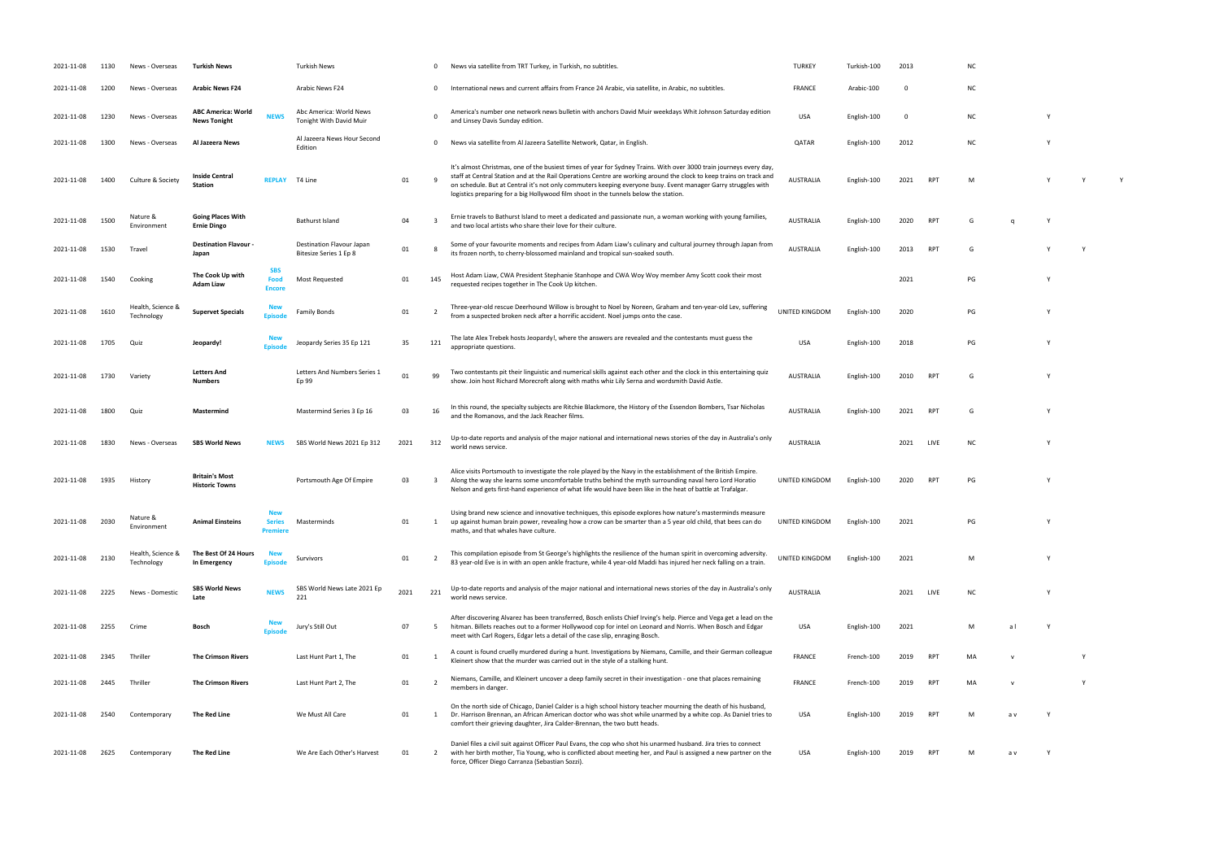| | | | | | | | | | | | | | | | | | | |
|---|---|---|---|---|---|---|---|---|---|---|---|---|---|---|---|---|---|---|
| 2021-11-08 | 1130 | News - Overseas | **Turkish News** | | Turkish News | | 0 | News via satellite from TRT Turkey, in Turkish, no subtitles. | TURKEY | Turkish-100 | 2013 | | NC | | | | | |
| 2021-11-08 | 1200 | News - Overseas | **Arabic News F24** | | Arabic News F24 | | 0 | International news and current affairs from France 24 Arabic, via satellite, in Arabic, no subtitles. | FRANCE | Arabic-100 | 0 | | NC | | | | | |
| 2021-11-08 | 1230 | News - Overseas | **ABC America: World News Tonight** | NEWS | Abc America: World News Tonight With David Muir | | 0 | America's number one network news bulletin with anchors David Muir weekdays Whit Johnson Saturday edition and Linsey Davis Sunday edition. | USA | English-100 | 0 | | NC | | Y | | | |
| 2021-11-08 | 1300 | News - Overseas | **Al Jazeera News** | | Al Jazeera News Hour Second Edition | | 0 | News via satellite from Al Jazeera Satellite Network, Qatar, in English. | QATAR | English-100 | 2012 | | NC | | Y | | | |
| 2021-11-08 | 1400 | Culture & Society | **Inside Central Station** | REPLAY | T4 Line | 01 | 9 | It's almost Christmas, one of the busiest times of year for Sydney Trains. With over 3000 train journeys every day, staff at Central Station and at the Rail Operations Centre are working around the clock to keep trains on track and on schedule. But at Central it's not only commuters keeping everyone busy. Event manager Garry struggles with logistics preparing for a big Hollywood film shoot in the tunnels below the station. | AUSTRALIA | English-100 | 2021 | RPT | M | | Y | Y | Y | |
| 2021-11-08 | 1500 | Nature & Environment | **Going Places With Ernie Dingo** | | Bathurst Island | 04 | 3 | Ernie travels to Bathurst Island to meet a dedicated and passionate nun, a woman working with young families, and two local artists who share their love for their culture. | AUSTRALIA | English-100 | 2020 | RPT | G | q | Y | | | |
| 2021-11-08 | 1530 | Travel | **Destination Flavour - Japan** | | Destination Flavour Japan Bitesize Series 1 Ep 8 | 01 | 8 | Some of your favourite moments and recipes from Adam Liaw's culinary and cultural journey through Japan from its frozen north, to cherry-blossomed mainland and tropical sun-soaked south. | AUSTRALIA | English-100 | 2013 | RPT | G | | Y | Y | | |
| 2021-11-08 | 1540 | Cooking | **The Cook Up with Adam Liaw** | SBS Food Encore | Most Requested | 01 | 145 | Host Adam Liaw, CWA President Stephanie Stanhope and CWA Woy Woy member Amy Scott cook their most requested recipes together in The Cook Up kitchen. | | | 2021 | | PG | | Y | | | |
| 2021-11-08 | 1610 | Health, Science & Technology | **Supervet Specials** | New Episode | Family Bonds | 01 | 2 | Three-year-old rescue Deerhound Willow is brought to Noel by Noreen, Graham and ten-year-old Lev, suffering from a suspected broken neck after a horrific accident. Noel jumps onto the case. | UNITED KINGDOM | English-100 | 2020 | | PG | | Y | | | |
| 2021-11-08 | 1705 | Quiz | **Jeopardy!** | New Episode | Jeopardy Series 35 Ep 121 | 35 | 121 | The late Alex Trebek hosts Jeopardy!, where the answers are revealed and the contestants must guess the appropriate questions. | USA | English-100 | 2018 | | PG | | Y | | | |
| 2021-11-08 | 1730 | Variety | **Letters And Numbers** | | Letters And Numbers Series 1 Ep 99 | 01 | 99 | Two contestants pit their linguistic and numerical skills against each other and the clock in this entertaining quiz show. Join host Richard Morecroft along with maths whiz Lily Serna and wordsmith David Astle. | AUSTRALIA | English-100 | 2010 | RPT | G | | Y | | | |
| 2021-11-08 | 1800 | Quiz | **Mastermind** | | Mastermind Series 3 Ep 16 | 03 | 16 | In this round, the specialty subjects are Ritchie Blackmore, the History of the Essendon Bombers, Tsar Nicholas and the Romanovs, and the Jack Reacher films. | AUSTRALIA | English-100 | 2021 | RPT | G | | Y | | | |
| 2021-11-08 | 1830 | News - Overseas | **SBS World News** | NEWS | SBS World News 2021 Ep 312 | 2021 | 312 | Up-to-date reports and analysis of the major national and international news stories of the day in Australia's only world news service. | AUSTRALIA | | 2021 | LIVE | NC | | Y | | | |
| 2021-11-08 | 1935 | History | **Britain's Most Historic Towns** | | Portsmouth Age Of Empire | 03 | 3 | Alice visits Portsmouth to investigate the role played by the Navy in the establishment of the British Empire. Along the way she learns some uncomfortable truths behind the myth surrounding naval hero Lord Horatio Nelson and gets first-hand experience of what life would have been like in the heat of battle at Trafalgar. | UNITED KINGDOM | English-100 | 2020 | RPT | PG | | Y | | | |
| 2021-11-08 | 2030 | Nature & Environment | **Animal Einsteins** | New Series Premiere | Masterminds | 01 | 1 | Using brand new science and innovative techniques, this episode explores how nature's masterminds measure up against human brain power, revealing how a crow can be smarter than a 5 year old child, that bees can do maths, and that whales have culture. | UNITED KINGDOM | English-100 | 2021 | | PG | | Y | | | |
| 2021-11-08 | 2130 | Health, Science & Technology | **The Best Of 24 Hours In Emergency** | New Episode | Survivors | 01 | 2 | This compilation episode from St George's highlights the resilience of the human spirit in overcoming adversity. 83 year-old Eve is in with an open ankle fracture, while 4 year-old Maddi has injured her neck falling on a train. | UNITED KINGDOM | English-100 | 2021 | | M | | Y | | | |
| 2021-11-08 | 2225 | News - Domestic | **SBS World News Late** | NEWS | SBS World News Late 2021 Ep 221 | 2021 | 221 | Up-to-date reports and analysis of the major national and international news stories of the day in Australia's only world news service. | AUSTRALIA | | 2021 | LIVE | NC | | Y | | | |
| 2021-11-08 | 2255 | Crime | **Bosch** | New Episode | Jury's Still Out | 07 | 5 | After discovering Alvarez has been transferred, Bosch enlists Chief Irving's help. Pierce and Vega get a lead on the hitman. Billets reaches out to a former Hollywood cop for intel on Leonard and Norris. When Bosch and Edgar meet with Carl Rogers, Edgar lets a detail of the case slip, enraging Bosch. | USA | English-100 | 2021 | | M | a l | Y | | | |
| 2021-11-08 | 2345 | Thriller | **The Crimson Rivers** | | Last Hunt Part 1, The | 01 | 1 | A count is found cruelly murdered during a hunt. Investigations by Niemans, Camille, and their German colleague Kleinert show that the murder was carried out in the style of a stalking hunt. | FRANCE | French-100 | 2019 | RPT | MA | v | | Y | | |
| 2021-11-08 | 2445 | Thriller | **The Crimson Rivers** | | Last Hunt Part 2, The | 01 | 2 | Niemans, Camille, and Kleinert uncover a deep family secret in their investigation - one that places remaining members in danger. | FRANCE | French-100 | 2019 | RPT | MA | v | | Y | | |
| 2021-11-08 | 2540 | Contemporary | **The Red Line** | | We Must All Care | 01 | 1 | On the north side of Chicago, Daniel Calder is a high school history teacher mourning the death of his husband, Dr. Harrison Brennan, an African American doctor who was shot while unarmed by a white cop. As Daniel tries to comfort their grieving daughter, Jira Calder-Brennan, the two butt heads. | USA | English-100 | 2019 | RPT | M | a v | Y | | | |
| 2021-11-08 | 2625 | Contemporary | **The Red Line** | | We Are Each Other's Harvest | 01 | 2 | Daniel files a civil suit against Officer Paul Evans, the cop who shot his unarmed husband. Jira tries to connect with her birth mother, Tia Young, who is conflicted about meeting her, and Paul is assigned a new partner on the force, Officer Diego Carranza (Sebastian Sozzi). | USA | English-100 | 2019 | RPT | M | a v | Y | | | |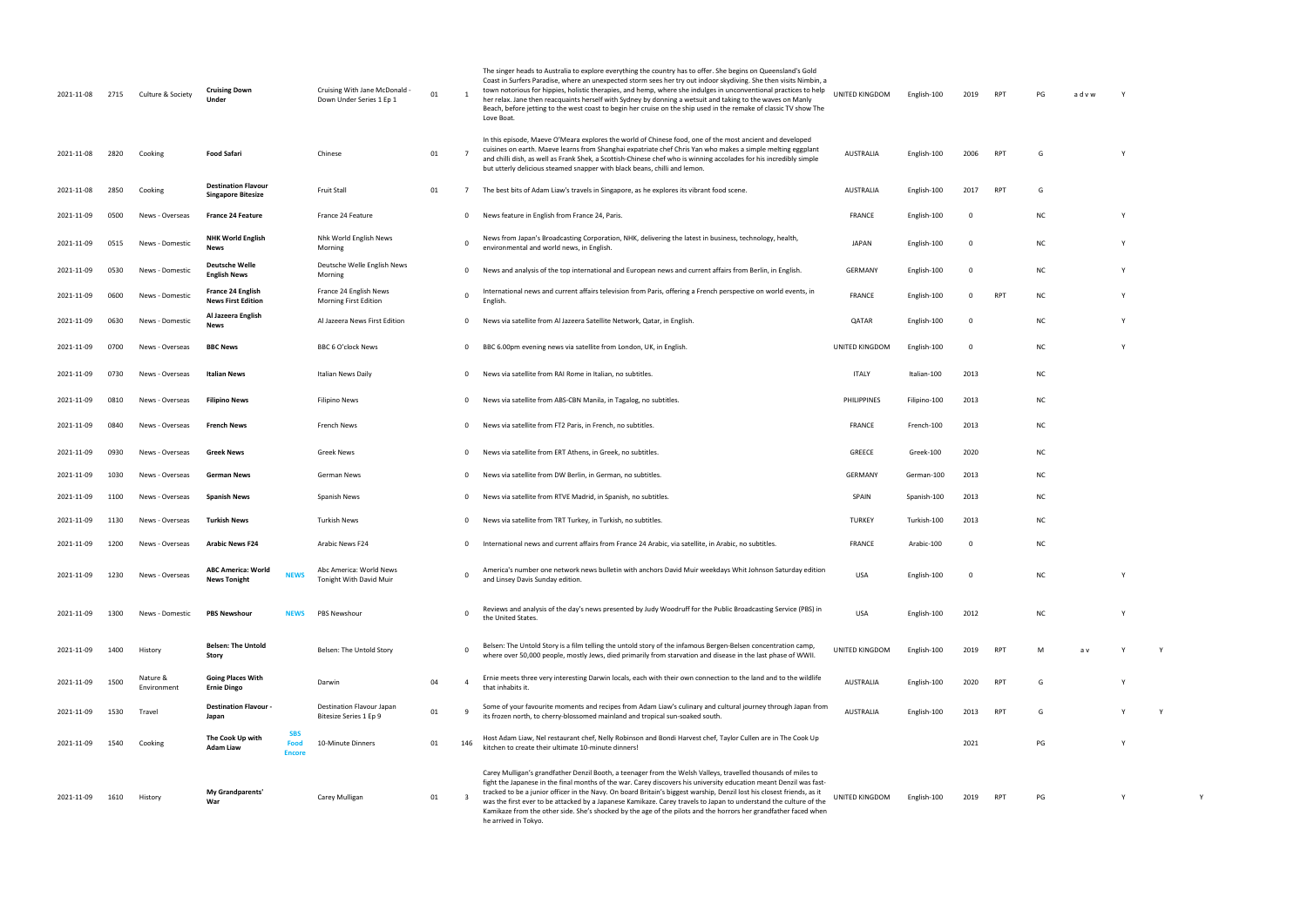| 2021-11-08 | 2715 | Culture & Society | **Cruising Down Under** | | Cruising With Jane McDonald - Down Under Series 1 Ep 1 | 01 | 1 | The singer heads to Australia to explore everything the country has to offer. She begins on Queensland's Gold Coast in Surfers Paradise, where an unexpected storm sees her try out indoor skydiving. She then visits Nimbin, a town notorious for hippies, holistic therapies, and hemp, where she indulges in unconventional practices to help her relax. Jane then reacquaints herself with Sydney by donning a wetsuit and taking to the waves on Manly Beach, before jetting to the west coast to begin her cruise on the ship used in the remake of classic TV show The Love Boat. | UNITED KINGDOM | English-100 | 2019 | RPT | PG | a d v w | Y | | |
|---|---|---|---|---|---|---|---|---|---|---|---|---|---|---|---|---|---|
| 2021-11-08 | 2820 | Cooking | **Food Safari** | | Chinese | 01 | 7 | In this episode, Maeve O'Meara explores the world of Chinese food, one of the most ancient and developed cuisines on earth. Maeve learns from Shanghai expatriate chef Chris Yan who makes a simple melting eggplant and chilli dish, as well as Frank Shek, a Scottish-Chinese chef who is winning accolades for his incredibly simple but utterly delicious steamed snapper with black beans, chilli and lemon. | AUSTRALIA | English-100 | 2006 | RPT | G | | Y | | |
| 2021-11-08 | 2850 | Cooking | **Destination Flavour Singapore Bitesize** | | Fruit Stall | 01 | 7 | The best bits of Adam Liaw's travels in Singapore, as he explores its vibrant food scene. | AUSTRALIA | English-100 | 2017 | RPT | G | | | | |
| 2021-11-09 | 0500 | News - Overseas | **France 24 Feature** | | France 24 Feature | | 0 | News feature in English from France 24, Paris. | FRANCE | English-100 | 0 | | NC | | Y | | |
| 2021-11-09 | 0515 | News - Domestic | **NHK World English News** | | Nhk World English News Morning | | 0 | News from Japan's Broadcasting Corporation, NHK, delivering the latest in business, technology, health, environmental and world news, in English. | JAPAN | English-100 | 0 | | NC | | Y | | |
| 2021-11-09 | 0530 | News - Domestic | **Deutsche Welle English News** | | Deutsche Welle English News Morning | | 0 | News and analysis of the top international and European news and current affairs from Berlin, in English. | GERMANY | English-100 | 0 | | NC | | Y | | |
| 2021-11-09 | 0600 | News - Domestic | **France 24 English News First Edition** | | France 24 English News Morning First Edition | | 0 | International news and current affairs television from Paris, offering a French perspective on world events, in English. | FRANCE | English-100 | 0 | RPT | NC | | Y | | |
| 2021-11-09 | 0630 | News - Domestic | **Al Jazeera English News** | | Al Jazeera News First Edition | | 0 | News via satellite from Al Jazeera Satellite Network, Qatar, in English. | QATAR | English-100 | 0 | | NC | | Y | | |
| 2021-11-09 | 0700 | News - Overseas | **BBC News** | | BBC 6 O'clock News | | 0 | BBC 6.00pm evening news via satellite from London, UK, in English. | UNITED KINGDOM | English-100 | 0 | | NC | | Y | | |
| 2021-11-09 | 0730 | News - Overseas | **Italian News** | | Italian News Daily | | 0 | News via satellite from RAI Rome in Italian, no subtitles. | ITALY | Italian-100 | 2013 | | NC | | | | |
| 2021-11-09 | 0810 | News - Overseas | **Filipino News** | | Filipino News | | 0 | News via satellite from ABS-CBN Manila, in Tagalog, no subtitles. | PHILIPPINES | Filipino-100 | 2013 | | NC | | | | |
| 2021-11-09 | 0840 | News - Overseas | **French News** | | French News | | 0 | News via satellite from FT2 Paris, in French, no subtitles. | FRANCE | French-100 | 2013 | | NC | | | | |
| 2021-11-09 | 0930 | News - Overseas | **Greek News** | | Greek News | | 0 | News via satellite from ERT Athens, in Greek, no subtitles. | GREECE | Greek-100 | 2020 | | NC | | | | |
| 2021-11-09 | 1030 | News - Overseas | **German News** | | German News | | 0 | News via satellite from DW Berlin, in German, no subtitles. | GERMANY | German-100 | 2013 | | NC | | | | |
| 2021-11-09 | 1100 | News - Overseas | **Spanish News** | | Spanish News | | 0 | News via satellite from RTVE Madrid, in Spanish, no subtitles. | SPAIN | Spanish-100 | 2013 | | NC | | | | |
| 2021-11-09 | 1130 | News - Overseas | **Turkish News** | | Turkish News | | 0 | News via satellite from TRT Turkey, in Turkish, no subtitles. | TURKEY | Turkish-100 | 2013 | | NC | | | | |
| 2021-11-09 | 1200 | News - Overseas | **Arabic News F24** | | Arabic News F24 | | 0 | International news and current affairs from France 24 Arabic, via satellite, in Arabic, no subtitles. | FRANCE | Arabic-100 | 0 | | NC | | | | |
| 2021-11-09 | 1230 | News - Overseas | **ABC America: World News Tonight** | NEWS | Abc America: World News Tonight With David Muir | | 0 | America's number one network news bulletin with anchors David Muir weekdays Whit Johnson Saturday edition and Linsey Davis Sunday edition. | USA | English-100 | 0 | | NC | | Y | | |
| 2021-11-09 | 1300 | News - Domestic | **PBS Newshour** | NEWS | PBS Newshour | | 0 | Reviews and analysis of the day's news presented by Judy Woodruff for the Public Broadcasting Service (PBS) in the United States. | USA | English-100 | 2012 | | NC | | Y | | |
| 2021-11-09 | 1400 | History | **Belsen: The Untold Story** | | Belsen: The Untold Story | | 0 | Belsen: The Untold Story is a film telling the untold story of the infamous Bergen-Belsen concentration camp, where over 50,000 people, mostly Jews, died primarily from starvation and disease in the last phase of WWII. | UNITED KINGDOM | English-100 | 2019 | RPT | M | a v | Y | Y | |
| 2021-11-09 | 1500 | Nature & Environment | **Going Places With Ernie Dingo** | | Darwin | 04 | 4 | Ernie meets three very interesting Darwin locals, each with their own connection to the land and to the wildlife that inhabits it. | AUSTRALIA | English-100 | 2020 | RPT | G | | Y | | |
| 2021-11-09 | 1530 | Travel | **Destination Flavour - Japan** | | Destination Flavour Japan Bitesize Series 1 Ep 9 | 01 | 9 | Some of your favourite moments and recipes from Adam Liaw's culinary and cultural journey through Japan from its frozen north, to cherry-blossomed mainland and tropical sun-soaked south. | AUSTRALIA | English-100 | 2013 | RPT | G | | Y | Y | |
| 2021-11-09 | 1540 | Cooking | **The Cook Up with Adam Liaw** | SBS Food Encore | 10-Minute Dinners | 01 | 146 | Host Adam Liaw, Nel restaurant chef, Nelly Robinson and Bondi Harvest chef, Taylor Cullen are in The Cook Up kitchen to create their ultimate 10-minute dinners! | | | 2021 | | PG | | Y | | |
| 2021-11-09 | 1610 | History | **My Grandparents' War** | | Carey Mulligan | 01 | 3 | Carey Mulligan's grandfather Denzil Booth, a teenager from the Welsh Valleys, travelled thousands of miles to fight the Japanese in the final months of the war. Carey discovers his university education meant Denzil was fast-tracked to be a junior officer in the Navy. On board Britain's biggest warship, Denzil lost his closest friends, as it was the first ever to be attacked by a Japanese Kamikaze. Carey travels to Japan to understand the culture of the Kamikaze from the other side. She's shocked by the age of the pilots and the horrors her grandfather faced when he arrived in Tokyo. | UNITED KINGDOM | English-100 | 2019 | RPT | PG | | Y | | Y |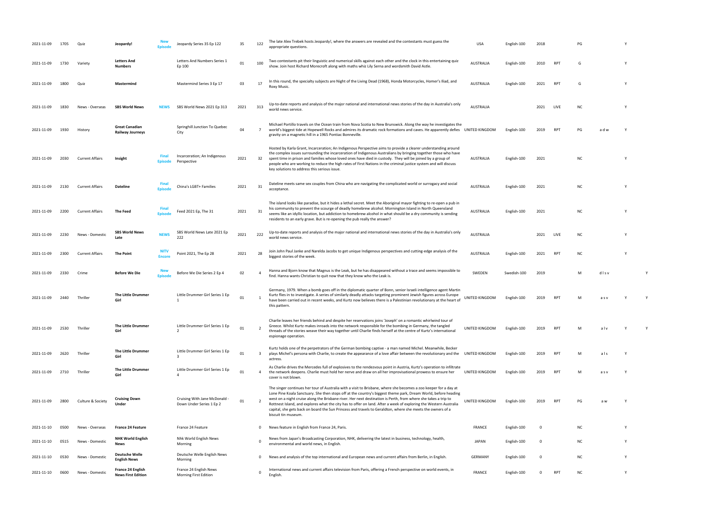| | | | | | | | | | | | | | | | | |
|---|---|---|---|---|---|---|---|---|---|---|---|---|---|---|---|---|
| 2021-11-09 | 1705 | Quiz | **Jeopardy!** | New Episode | Jeopardy Series 35 Ep 122 | 35 | 122 | The late Alex Trebek hosts Jeopardy!, where the answers are revealed and the contestants must guess the appropriate questions. | USA | English-100 | 2018 | | PG | | Y | |
| 2021-11-09 | 1730 | Variety | **Letters And Numbers** | | Letters And Numbers Series 1 Ep 100 | 01 | 100 | Two contestants pit their linguistic and numerical skills against each other and the clock in this entertaining quiz show. Join host Richard Morecroft along with maths whiz Lily Serna and wordsmith David Astle. | AUSTRALIA | English-100 | 2010 | RPT | G | | Y | |
| 2021-11-09 | 1800 | Quiz | **Mastermind** | | Mastermind Series 3 Ep 17 | 03 | 17 | In this round, the specialty subjects are Night of the Living Dead (1968), Honda Motorcycles, Homer's Iliad, and Roxy Music. | AUSTRALIA | English-100 | 2021 | RPT | G | | Y | |
| 2021-11-09 | 1830 | News - Overseas | **SBS World News** | NEWS | SBS World News 2021 Ep 313 | 2021 | 313 | Up-to-date reports and analysis of the major national and international news stories of the day in Australia's only world news service. | AUSTRALIA | | 2021 | LIVE | NC | | Y | |
| 2021-11-09 | 1930 | History | **Great Canadian Railway Journeys** | | Springhill Junction To Quebec City | 04 | 7 | Michael Portillo travels on the Ocean train from Nova Scotia to New Brunswick. Along the way he investigates the world's biggest tide at Hopewell Rocks and admires its dramatic rock formations and caves. He apparently defies gravity on a magnetic hill in a 1965 Pontiac Bonneville. | UNITED KINGDOM | English-100 | 2019 | RPT | PG | a d w | Y | |
| 2021-11-09 | 2030 | Current Affairs | **Insight** | Final Episode | Incarceration; An Indigenous Perspective | 2021 | 32 | Hosted by Karla Grant, Incarceration; An Indigenous Perspective aims to provide a clearer understanding around the complex issues surrounding the incarceration of Indigenous Australians by bringing together those who have spent time in prison and families whose loved ones have died in custody. They will be joined by a group of people who are working to reduce the high rates of First Nations in the criminal justice system and will discuss key solutions to address this serious issue. | AUSTRALIA | English-100 | 2021 | | NC | | Y | |
| 2021-11-09 | 2130 | Current Affairs | **Dateline** | Final Episode | China's LGBT+ Families | 2021 | 31 | Dateline meets same sex couples from China who are navigating the complicated world or surrogacy and social acceptance. | AUSTRALIA | English-100 | 2021 | | NC | | Y | |
| 2021-11-09 | 2200 | Current Affairs | **The Feed** | Final Episode | Feed 2021 Ep, The 31 | 2021 | 31 | The island looks like paradise, but it hides a lethal secret. Meet the Aboriginal mayor fighting to re-open a pub in his community to prevent the scourge of deadly homebrew alcohol. Mornington Island in North Queensland seems like an idyllic location, but addiction to homebrew alcohol in what should be a dry community is sending residents to an early grave. But is re-opening the pub really the answer? | AUSTRALIA | English-100 | 2021 | | NC | | Y | |
| 2021-11-09 | 2230 | News - Domestic | **SBS World News Late** | NEWS | SBS World News Late 2021 Ep 222 | 2021 | 222 | Up-to-date reports and analysis of the major national and international news stories of the day in Australia's only world news service. | AUSTRALIA | | 2021 | LIVE | NC | | Y | |
| 2021-11-09 | 2300 | Current Affairs | **The Point** | NITV Encore | Point 2021, The Ep 28 | 2021 | 28 | Join John Paul Janke and Narelda Jacobs to get unique Indigenous perspectives and cutting-edge analysis of the biggest stories of the week. | AUSTRALIA | English-100 | 2021 | RPT | NC | | Y | |
| 2021-11-09 | 2330 | Crime | **Before We Die** | New Episode | Before We Die Series 2 Ep 4 | 02 | 4 | Hanna and Bjorn know that Magnus is the Leak, but he has disappeared without a trace and seems impossible to find. Hanna wants Christian to quit now that they know who the Leak is. | SWEDEN | Swedish-100 | 2019 | | M | d l s v | | Y |
| 2021-11-09 | 2440 | Thriller | **The Little Drummer Girl** | | Little Drummer Girl Series 1 Ep 1 | 01 | 1 | Germany, 1979. When a bomb goes off in the diplomatic quarter of Bonn, senior Israeli intelligence agent Martin Kurtz flies in to investigate. A series of similarly deadly attacks targeting prominent Jewish figures across Europe have been carried out in recent weeks, and Kurtz now believes there is a Palestinian revolutionary at the heart of this pattern. | UNITED KINGDOM | English-100 | 2019 | RPT | M | a s v | Y | Y |
| 2021-11-09 | 2530 | Thriller | **The Little Drummer Girl** | | Little Drummer Girl Series 1 Ep 2 | 01 | 2 | Charlie leaves her friends behind and despite her reservations joins 'Joseph' on a romantic whirlwind tour of Greece. Whilst Kurtz makes inroads into the network responsible for the bombing in Germany, the tangled threads of the stories weave their way together until Charlie finds herself at the centre of Kurtz's international espionage operation. | UNITED KINGDOM | English-100 | 2019 | RPT | M | a l v | Y | Y |
| 2021-11-09 | 2620 | Thriller | **The Little Drummer Girl** | | Little Drummer Girl Series 1 Ep 3 | 01 | 3 | Kurtz holds one of the perpetrators of the German bombing captive - a man named Michel. Meanwhile, Becker plays Michel's persona with Charlie, to create the appearance of a love affair between the revolutionary and the actress. | UNITED KINGDOM | English-100 | 2019 | RPT | M | a l s | Y | |
| 2021-11-09 | 2710 | Thriller | **The Little Drummer Girl** | | Little Drummer Girl Series 1 Ep 4 | 01 | 4 | As Charlie drives the Mercedes full of explosives to the rendezvous point in Austria, Kurtz's operation to infiltrate the network deepens. Charlie must hold her nerve and draw on all her improvisational prowess to ensure her cover is not blown. | UNITED KINGDOM | English-100 | 2019 | RPT | M | a s v | Y | |
| 2021-11-09 | 2800 | Culture & Society | **Cruising Down Under** | | Cruising With Jane McDonald - Down Under Series 1 Ep 2 | 01 | 2 | The singer continues her tour of Australia with a visit to Brisbane, where she becomes a zoo keeper for a day at Lone Pine Koala Sanctuary. She then stops off at the country's biggest theme park, Dream World, before heading west on a night cruise along the Brisbane river. Her next destination is Perth, from where she takes a trip to Rottnest Island, and explores what the city has to offer on land. After a week of exploring the Western Australia capital, she gets back on board the Sun Princess and travels to Geraldton, where she meets the owners of a biscuit tin museum. | UNITED KINGDOM | English-100 | 2019 | RPT | PG | a w | Y | |
| 2021-11-10 | 0500 | News - Overseas | **France 24 Feature** | | France 24 Feature | | 0 | News feature in English from France 24, Paris. | FRANCE | English-100 | 0 | | NC | | Y | |
| 2021-11-10 | 0515 | News - Domestic | **NHK World English News** | | Nhk World English News Morning | | 0 | News from Japan's Broadcasting Corporation, NHK, delivering the latest in business, technology, health, environmental and world news, in English. | JAPAN | English-100 | 0 | | NC | | Y | |
| 2021-11-10 | 0530 | News - Domestic | **Deutsche Welle English News** | | Deutsche Welle English News Morning | | 0 | News and analysis of the top international and European news and current affairs from Berlin, in English. | GERMANY | English-100 | 0 | | NC | | Y | |
| 2021-11-10 | 0600 | News - Domestic | **France 24 English News First Edition** | | France 24 English News Morning First Edition | | 0 | International news and current affairs television from Paris, offering a French perspective on world events, in English. | FRANCE | English-100 | 0 | RPT | NC | | Y | |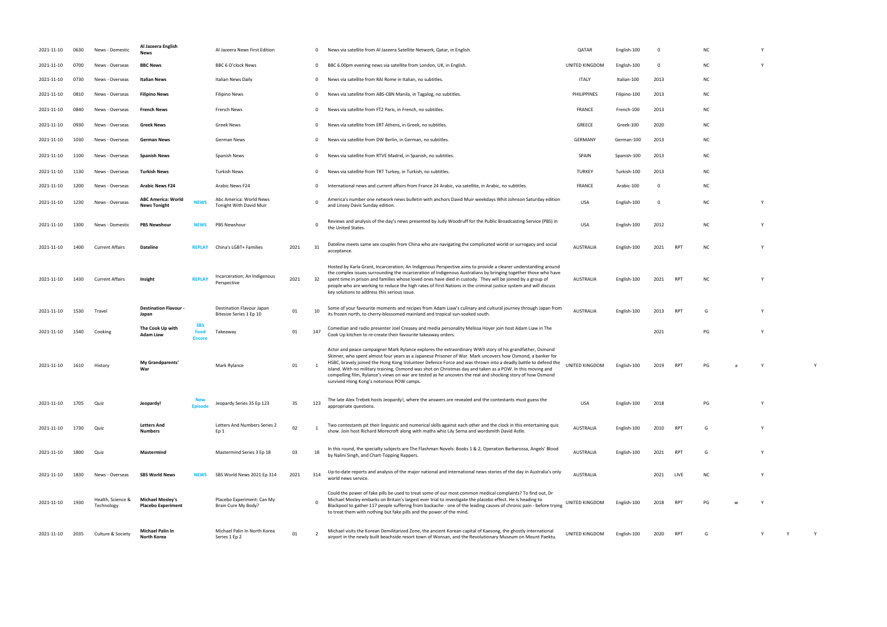| | | | | | | | | | | | | | | | | | |
|---|---|---|---|---|---|---|---|---|---|---|---|---|---|---|---|---|---|
| 2021-11-10 | 0630 | News - Domestic | **Al Jazeera English News** | | Al Jazeera News First Edition | | 0 | News via satellite from Al Jazeera Satellite Network, Qatar, in English. | QATAR | English-100 | 0 | | NC | | Y | | |
| 2021-11-10 | 0700 | News - Overseas | **BBC News** | | BBC 6 O'clock News | | 0 | BBC 6.00pm evening news via satellite from London, UK, in English. | UNITED KINGDOM | English-100 | 0 | | NC | | Y | | |
| 2021-11-10 | 0730 | News - Overseas | **Italian News** | | Italian News Daily | | 0 | News via satellite from RAI Rome in Italian, no subtitles. | ITALY | Italian-100 | 2013 | | NC | | | | |
| 2021-11-10 | 0810 | News - Overseas | **Filipino News** | | Filipino News | | 0 | News via satellite from ABS-CBN Manila, in Tagalog, no subtitles. | PHILIPPINES | Filipino-100 | 2013 | | NC | | | | |
| 2021-11-10 | 0840 | News - Overseas | **French News** | | French News | | 0 | News via satellite from FT2 Paris, in French, no subtitles. | FRANCE | French-100 | 2013 | | NC | | | | |
| 2021-11-10 | 0930 | News - Overseas | **Greek News** | | Greek News | | 0 | News via satellite from ERT Athens, in Greek, no subtitles. | GREECE | Greek-100 | 2020 | | NC | | | | |
| 2021-11-10 | 1030 | News - Overseas | **German News** | | German News | | 0 | News via satellite from DW Berlin, in German, no subtitles. | GERMANY | German-100 | 2013 | | NC | | | | |
| 2021-11-10 | 1100 | News - Overseas | **Spanish News** | | Spanish News | | 0 | News via satellite from RTVE Madrid, in Spanish, no subtitles. | SPAIN | Spanish-100 | 2013 | | NC | | | | |
| 2021-11-10 | 1130 | News - Overseas | **Turkish News** | | Turkish News | | 0 | News via satellite from TRT Turkey, in Turkish, no subtitles. | TURKEY | Turkish-100 | 2013 | | NC | | | | |
| 2021-11-10 | 1200 | News - Overseas | **Arabic News F24** | | Arabic News F24 | | 0 | International news and current affairs from France 24 Arabic, via satellite, in Arabic, no subtitles. | FRANCE | Arabic-100 | 0 | | NC | | | | |
| 2021-11-10 | 1230 | News - Overseas | **ABC America: World News Tonight** | NEWS | Abc America: World News Tonight With David Muir | | 0 | America's number one network news bulletin with anchors David Muir weekdays Whit Johnson Saturday edition and Linsey Davis Sunday edition. | USA | English-100 | 0 | | NC | | Y | | |
| 2021-11-10 | 1300 | News - Domestic | **PBS Newshour** | NEWS | PBS Newshour | | 0 | Reviews and analysis of the day's news presented by Judy Woodruff for the Public Broadcasting Service (PBS) in the United States. | USA | English-100 | 2012 | | NC | | Y | | |
| 2021-11-10 | 1400 | Current Affairs | **Dateline** | REPLAY | China's LGBT+ Families | 2021 | 31 | Dateline meets same sex couples from China who are navigating the complicated world or surrogacy and social acceptance. | AUSTRALIA | English-100 | 2021 | RPT | NC | | Y | | |
| 2021-11-10 | 1430 | Current Affairs | **Insight** | REPLAY | Incarceration; An Indigenous Perspective | 2021 | 32 | Hosted by Karla Grant, Incarceration; An Indigenous Perspective aims to provide a clearer understanding around the complex issues surrounding the incarceration of Indigenous Australians by bringing together those who have spent time in prison and families whose loved ones have died in custody. They will be joined by a group of people who are working to reduce the high rates of First Nations in the criminal justice system and will discuss key solutions to address this serious issue. | AUSTRALIA | English-100 | 2021 | RPT | NC | | Y | | |
| 2021-11-10 | 1530 | Travel | **Destination Flavour - Japan** | | Destination Flavour Japan Bitesize Series 1 Ep 10 | 01 | 10 | Some of your favourite moments and recipes from Adam Liaw's culinary and cultural journey through Japan from its frozen north, to cherry-blossomed mainland and tropical sun-soaked south. | AUSTRALIA | English-100 | 2013 | RPT | G | | Y | | |
| 2021-11-10 | 1540 | Cooking | **The Cook Up with Adam Liaw** | SBS Food Encore | Takeaway | 01 | 147 | Comedian and radio presenter Joel Creasey and media personality Melissa Hoyer join host Adam Liaw in The Cook Up kitchen to re-create their favourite takeaway orders. | | | 2021 | | PG | | Y | | |
| 2021-11-10 | 1610 | History | **My Grandparents' War** | | Mark Rylance | 01 | 1 | Actor and peace campaigner Mark Rylance explores the extraordinary WWII story of his grandfather, Osmond Skinner, who spent almost four years as a Japanese Prisoner of War. Mark uncovers how Osmond, a banker for HSBC, bravely joined the Hong Kong Volunteer Defence Force and was thrown into a deadly battle to defend the island. With no military training, Osmond was shot on Christmas day and taken as a POW. In this moving and compelling film, Rylance's views on war are tested as he uncovers the real and shocking story of how Osmond survived Hong Kong's notorious POW camps. | UNITED KINGDOM | English-100 | 2019 | RPT | PG | a | Y | | Y |
| 2021-11-10 | 1705 | Quiz | **Jeopardy!** | New Episode | Jeopardy Series 35 Ep 123 | 35 | 123 | The late Alex Trebek hosts Jeopardy!, where the answers are revealed and the contestants must guess the appropriate questions. | USA | English-100 | 2018 | | PG | | Y | | |
| 2021-11-10 | 1730 | Quiz | **Letters And Numbers** | | Letters And Numbers Series 2 Ep 1 | 02 | 1 | Two contestants pit their linguistic and numerical skills against each other and the clock in this entertaining quiz show. Join host Richard Morecroft along with maths whiz Lily Serna and wordsmith David Astle. | AUSTRALIA | English-100 | 2010 | RPT | G | | Y | | |
| 2021-11-10 | 1800 | Quiz | **Mastermind** | | Mastermind Series 3 Ep 18 | 03 | 18 | In this round, the specialty subjects are The Flashman Novels: Books 1 & 2, Operation Barbarossa, Angels' Blood by Nalini Singh, and Chart-Topping Rappers. | AUSTRALIA | English-100 | 2021 | RPT | G | | Y | | |
| 2021-11-10 | 1830 | News - Overseas | **SBS World News** | NEWS | SBS World News 2021 Ep 314 | 2021 | 314 | Up-to-date reports and analysis of the major national and international news stories of the day in Australia's only world news service. | AUSTRALIA | | 2021 | LIVE | NC | | Y | | |
| 2021-11-10 | 1930 | Health, Science & Technology | **Michael Mosley's Placebo Experiment** | | Placebo Experiment: Can My Brain Cure My Body? | | 0 | Could the power of fake pills be used to treat some of our most common medical complaints? To find out, Dr Michael Mosley embarks on Britain's largest ever trial to investigate the placebo effect. He is heading to Blackpool to gather 117 people suffering from backache - one of the leading causes of chronic pain - before trying to treat them with nothing but fake pills and the power of the mind. | UNITED KINGDOM | English-100 | 2018 | RPT | PG | w | Y | | |
| 2021-11-10 | 2035 | Culture & Society | **Michael Palin In North Korea** | | Michael Palin In North Korea Series 1 Ep 2 | 01 | 2 | Michael visits the Korean Demilitarized Zone, the ancient Korean capital of Kaesong, the ghostly international airport in the newly built beachside resort town of Wonsan, and the Revolutionary Museum on Mount Paektu. | UNITED KINGDOM | English-100 | 2020 | RPT | G | | Y | Y | Y |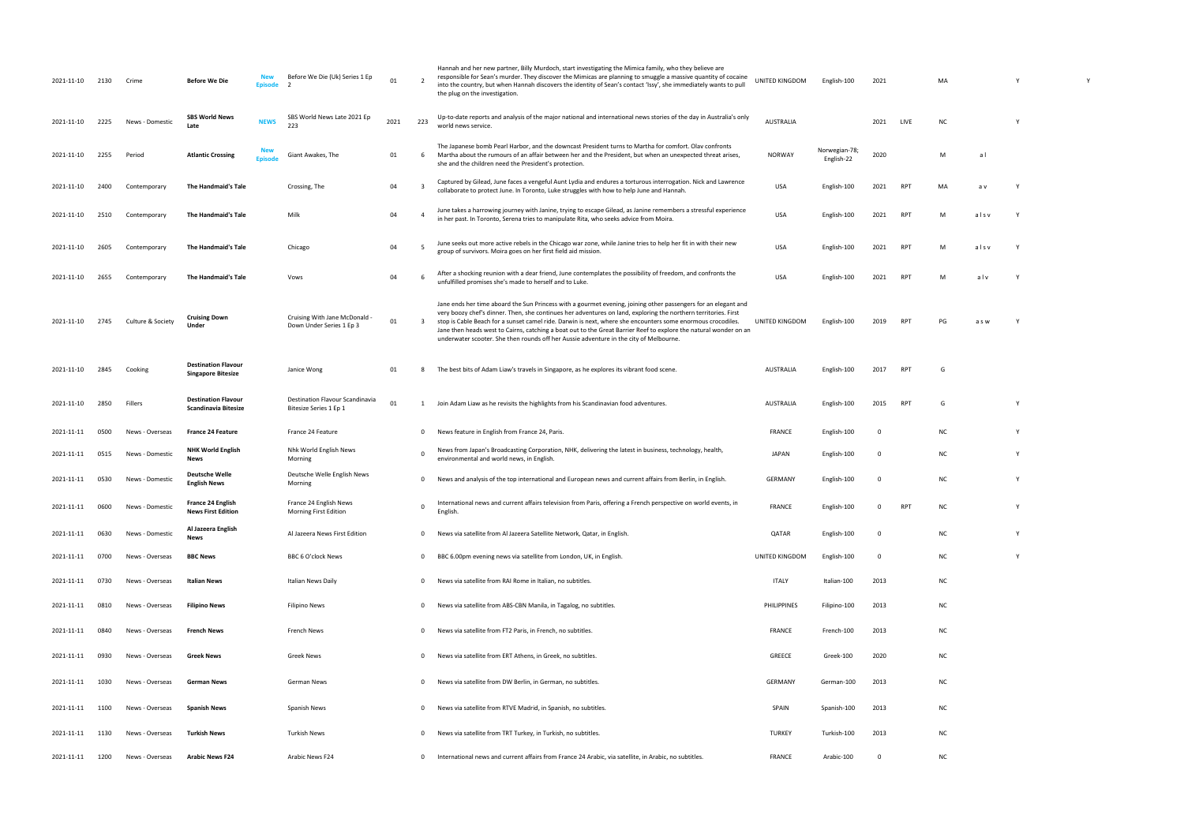| | | | | | | | | | | | | | | | | | |
|---|---|---|---|---|---|---|---|---|---|---|---|---|---|---|---|---|---|
| 2021-11-10 | 2130 | Crime | **Before We Die** | New Episode | Before We Die (Uk) Series 1 Ep 2 | 01 | 2 | Hannah and her new partner, Billy Murdoch, start investigating the Mimica family, who they believe are responsible for Sean's murder. They discover the Mimicas are planning to smuggle a massive quantity of cocaine into the country, but when Hannah discovers the identity of Sean's contact 'Issy', she immediately wants to pull the plug on the investigation. | UNITED KINGDOM | English-100 | 2021 | | MA | | | Y | Y |
| 2021-11-10 | 2225 | News - Domestic | **SBS World News Late** | NEWS | SBS World News Late 2021 Ep 223 | 2021 | 223 | Up-to-date reports and analysis of the major national and international news stories of the day in Australia's only world news service. | AUSTRALIA | | 2021 | LIVE | NC | | Y | | |
| 2021-11-10 | 2255 | Period | **Atlantic Crossing** | New Episode | Giant Awakes, The | 01 | 6 | The Japanese bomb Pearl Harbor, and the downcast President turns to Martha for comfort. Olav confronts Martha about the rumours of an affair between her and the President, but when an unexpected threat arises, she and the children need the President's protection. | NORWAY | Norwegian-78; English-22 | 2020 | | M | a l | | | |
| 2021-11-10 | 2400 | Contemporary | **The Handmaid's Tale** | | Crossing, The | 04 | 3 | Captured by Gilead, June faces a vengeful Aunt Lydia and endures a torturous interrogation. Nick and Lawrence collaborate to protect June. In Toronto, Luke struggles with how to help June and Hannah. | USA | English-100 | 2021 | RPT | MA | a v | Y | | |
| 2021-11-10 | 2510 | Contemporary | **The Handmaid's Tale** | | Milk | 04 | 4 | June takes a harrowing journey with Janine, trying to escape Gilead, as Janine remembers a stressful experience in her past. In Toronto, Serena tries to manipulate Rita, who seeks advice from Moira. | USA | English-100 | 2021 | RPT | M | a l s v | Y | | |
| 2021-11-10 | 2605 | Contemporary | **The Handmaid's Tale** | | Chicago | 04 | 5 | June seeks out more active rebels in the Chicago war zone, while Janine tries to help her fit in with their new group of survivors. Moira goes on her first field aid mission. | USA | English-100 | 2021 | RPT | M | a l s v | Y | | |
| 2021-11-10 | 2655 | Contemporary | **The Handmaid's Tale** | | Vows | 04 | 6 | After a shocking reunion with a dear friend, June contemplates the possibility of freedom, and confronts the unfulfilled promises she's made to herself and to Luke. | USA | English-100 | 2021 | RPT | M | a l v | Y | | |
| 2021-11-10 | 2745 | Culture & Society | **Cruising Down Under** | | Cruising With Jane McDonald - Down Under Series 1 Ep 3 | 01 | 3 | Jane ends her time aboard the Sun Princess with a gourmet evening, joining other passengers for an elegant and very boozy chef's dinner. Then, she continues her adventures on land, exploring the northern territories. First stop is Cable Beach for a sunset camel ride. Darwin is next, where she encounters some enormous crocodiles. Jane then heads west to Cairns, catching a boat out to the Great Barrier Reef to explore the natural wonder on an underwater scooter. She then rounds off her Aussie adventure in the city of Melbourne. | UNITED KINGDOM | English-100 | 2019 | RPT | PG | a s w | Y | | |
| 2021-11-10 | 2845 | Cooking | **Destination Flavour Singapore Bitesize** | | Janice Wong | 01 | 8 | The best bits of Adam Liaw's travels in Singapore, as he explores its vibrant food scene. | AUSTRALIA | English-100 | 2017 | RPT | G | | | | |
| 2021-11-10 | 2850 | Fillers | **Destination Flavour Scandinavia Bitesize** | | Destination Flavour Scandinavia Bitesize Series 1 Ep 1 | 01 | 1 | Join Adam Liaw as he revisits the highlights from his Scandinavian food adventures. | AUSTRALIA | English-100 | 2015 | RPT | G | | | Y | |
| 2021-11-11 | 0500 | News - Overseas | **France 24 Feature** | | France 24 Feature | | 0 | News feature in English from France 24, Paris. | FRANCE | English-100 | 0 | | NC | | | Y | |
| 2021-11-11 | 0515 | News - Domestic | **NHK World English News** | | Nhk World English News Morning | | 0 | News from Japan's Broadcasting Corporation, NHK, delivering the latest in business, technology, health, environmental and world news, in English. | JAPAN | English-100 | 0 | | NC | | | Y | |
| 2021-11-11 | 0530 | News - Domestic | **Deutsche Welle English News** | | Deutsche Welle English News Morning | | 0 | News and analysis of the top international and European news and current affairs from Berlin, in English. | GERMANY | English-100 | 0 | | NC | | | Y | |
| 2021-11-11 | 0600 | News - Domestic | **France 24 English News First Edition** | | France 24 English News Morning First Edition | | 0 | International news and current affairs television from Paris, offering a French perspective on world events, in English. | FRANCE | English-100 | 0 | RPT | NC | | | Y | |
| 2021-11-11 | 0630 | News - Domestic | **Al Jazeera English News** | | Al Jazeera News First Edition | | 0 | News via satellite from Al Jazeera Satellite Network, Qatar, in English. | QATAR | English-100 | 0 | | NC | | | Y | |
| 2021-11-11 | 0700 | News - Overseas | **BBC News** | | BBC 6 O'clock News | | 0 | BBC 6.00pm evening news via satellite from London, UK, in English. | UNITED KINGDOM | English-100 | 0 | | NC | | | Y | |
| 2021-11-11 | 0730 | News - Overseas | **Italian News** | | Italian News Daily | | 0 | News via satellite from RAI Rome in Italian, no subtitles. | ITALY | Italian-100 | 2013 | | NC | | | | |
| 2021-11-11 | 0810 | News - Overseas | **Filipino News** | | Filipino News | | 0 | News via satellite from ABS-CBN Manila, in Tagalog, no subtitles. | PHILIPPINES | Filipino-100 | 2013 | | NC | | | | |
| 2021-11-11 | 0840 | News - Overseas | **French News** | | French News | | 0 | News via satellite from FT2 Paris, in French, no subtitles. | FRANCE | French-100 | 2013 | | NC | | | | |
| 2021-11-11 | 0930 | News - Overseas | **Greek News** | | Greek News | | 0 | News via satellite from ERT Athens, in Greek, no subtitles. | GREECE | Greek-100 | 2020 | | NC | | | | |
| 2021-11-11 | 1030 | News - Overseas | **German News** | | German News | | 0 | News via satellite from DW Berlin, in German, no subtitles. | GERMANY | German-100 | 2013 | | NC | | | | |
| 2021-11-11 | 1100 | News - Overseas | **Spanish News** | | Spanish News | | 0 | News via satellite from RTVE Madrid, in Spanish, no subtitles. | SPAIN | Spanish-100 | 2013 | | NC | | | | |
| 2021-11-11 | 1130 | News - Overseas | **Turkish News** | | Turkish News | | 0 | News via satellite from TRT Turkey, in Turkish, no subtitles. | TURKEY | Turkish-100 | 2013 | | NC | | | | |
| 2021-11-11 | 1200 | News - Overseas | **Arabic News F24** | | Arabic News F24 | | 0 | International news and current affairs from France 24 Arabic, via satellite, in Arabic, no subtitles. | FRANCE | Arabic-100 | 0 | | NC | | | | |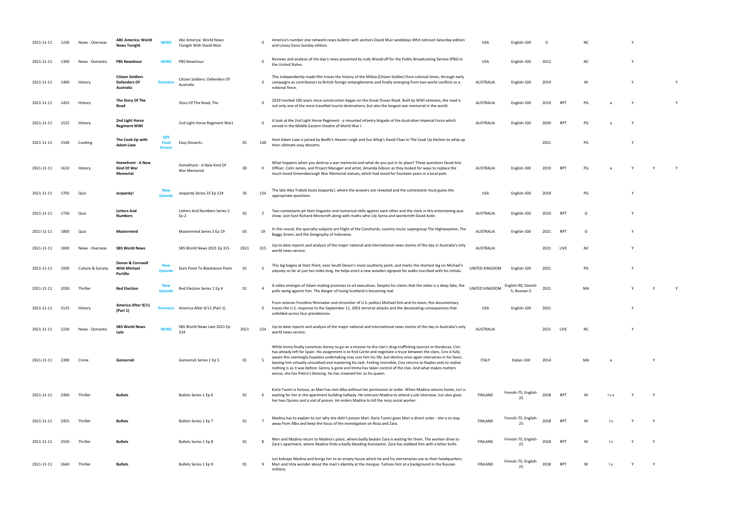| | | | | | | | | | | | | | | | | | | |
|---|---|---|---|---|---|---|---|---|---|---|---|---|---|---|---|---|---|---|
| 2021-11-11 | 1230 | News - Overseas | **ABC America: World News Tonight** | **NEWS** | Abc America: World News Tonight With David Muir | | 0 | America's number one network news bulletin with anchors David Muir weekdays Whit Johnson Saturday edition and Linsey Davis Sunday edition. | USA | English-100 | 0 | | NC | | Y | | |
| 2021-11-11 | 1300 | News - Domestic | **PBS Newshour** | **NEWS** | PBS Newshour | | 0 | Reviews and analysis of the day's news presented by Judy Woodruff for the Public Broadcasting Service (PBS) in the United States. | USA | English-100 | 2012 | | NC | | Y | | |
| 2021-11-11 | 1400 | History | **Citizen Soldiers Defenders Of Australia** | **Premiere** | Citizen Soldiers: Defenders Of Australia | | 0 | This independently made film traces the history of the Militia (Citizen Soldier) from colonial times, through early campaigns as contributors to British foreign entanglements and finally emerging from two world conflicts as a national force. | AUSTRALIA | English-100 | 2019 | | M | | Y | | Y |
| 2021-11-11 | 1455 | History | **The Story Of The Road** | | Story Of The Road, The | | 0 | 2019 marked 100 years since construction began on the Great Ocean Road. Built by WWI veterans, the road is not only one of the most travelled tourist destinations, but also the longest war memorial in the world. | AUSTRALIA | English-100 | 2019 | RPT | PG | a | Y | | Y |
| 2021-11-11 | 1525 | History | **2nd Light Horse Regiment WWI** | | 2nd Light Horse Regiment Ww1 | | 0 | A look at the 2nd Light Horse Regiment - a mounted infantry brigade of the Australian Imperial Force which served in the Middle Eastern theatre of World War I. | AUSTRALIA | English-100 | 2020 | RPT | PG | a | Y | | |
| 2021-11-11 | 1540 | Cooking | **The Cook Up with Adam Liaw** | **SBS Food Encore** | Easy Desserts | 01 | 148 | Host Adam Liaw is joined by Bodhi's Heaven Leigh and Sun Ming's David Chan in The Cook Up kitchen to whip up their ultimate easy desserts. | | | 2021 | | PG | | Y | | |
| 2021-11-11 | 1610 | History | **Homefront - A New Kind Of War Memorial** | | Homefront - A New Kind Of War Memorial | 00 | 0 | What happens when you destroy a war memorial and what do you put in its place? These questions faced Arts Officer, Colin James, and Project Manager and artist, Amanda Gibson as they looked for ways to replace the much-loved Greensborough War Memorial statues, which had stood for fourteen years in a local park. | AUSTRALIA | English-100 | 2019 | RPT | PG | a | Y | Y | Y |
| 2021-11-11 | 1705 | Quiz | **Jeopardy!** | **New Episode** | Jeopardy Series 35 Ep 124 | 35 | 124 | The late Alex Trebek hosts Jeopardy!, where the answers are revealed and the contestants must guess the appropriate questions. | USA | English-100 | 2018 | | PG | | Y | | |
| 2021-11-11 | 1730 | Quiz | **Letters And Numbers** | | Letters And Numbers Series 2 Ep 2 | 02 | 2 | Two contestants pit their linguistic and numerical skills against each other and the clock in this entertaining quiz show. Join host Richard Morecroft along with maths whiz Lily Serna and wordsmith David Astle. | AUSTRALIA | English-100 | 2010 | RPT | G | | Y | | |
| 2021-11-11 | 1800 | Quiz | **Mastermind** | | Mastermind Series 3 Ep 19 | 03 | 19 | In this round, the specialty subjects are Flight of the Conchords, country music supergroup The Highwaymen, The Baggy Green, and the Geography of Indonesia. | AUSTRALIA | English-100 | 2021 | RPT | G | | Y | | |
| 2021-11-11 | 1830 | News - Overseas | **SBS World News** | | SBS World News 2021 Ep 315 | 2021 | 315 | Up-to-date reports and analysis of the major national and international news stories of the day in Australia's only world news service. | AUSTRALIA | | 2021 | LIVE | NC | | Y | | |
| 2021-11-11 | 1930 | Culture & Society | **Devon & Cornwall With Michael Portillo** | **New Episode** | Start Point To Blackstone Point | 01 | 5 | This leg begins at Start Point, near South Devon's most southerly point, and marks the shortest leg on Michael's odyssey so far at just ten miles long. He helps erect a new wooden signpost for walks inscribed with his initials. | UNITED KINGDOM | English-100 | 2021 | | PG | | Y | | |
| 2021-11-11 | 2030 | Thriller | **Red Election** | **New Episode** | Red Election Series 1 Ep 4 | 01 | 4 | A video emerges of Adam making promises to oil executives. Despite his claims that the video is a deep fake, the polls swing against him. The danger of losing Scotland is becoming real. | UNITED KINGDOM | English-90; Danish-5; Russian-5 | 2021 | | MA | | Y | Y | Y |
| 2021-11-11 | 2125 | History | **America After 9/11 (Part 1)** | **Premiere** | America After 9/11 (Part 1) | | 0 | From veteran Frontline filmmaker and chronicler of U.S. politics Michael Kirk and his team, this documentary traces the U.S. response to the September 11, 2001 terrorist attacks and the devastating consequences that unfolded across four presidencies. | USA | English-100 | 2021 | | | | Y | | |
| 2021-11-11 | 2230 | News - Domestic | **SBS World News Late** | **NEWS** | SBS World News Late 2021 Ep 224 | 2021 | 224 | Up-to-date reports and analysis of the major national and international news stories of the day in Australia's only world news service. | AUSTRALIA | | 2021 | LIVE | NC | | Y | | |
| 2021-11-11 | 2300 | Crime | **Gomorrah** | | Gomorrah Series 1 Ep 5 | 01 | 5 | While Imma finally convinces Genny to go on a mission to the clan's drug-trafficking sources in Honduras, Ciro has already left for Spain. His assignment is to find Conte and negotiate a truce between the clans. Ciro is fully aware this seemingly hopeless undertaking may cost him his life, but destiny once again intervenes in his favor, leaving him virtually unscathed and mastering his task. Feeling invincible, Ciro returns to Naples only to realise nothing is as it was before. Genny is gone and Imma has taken control of the clan. And what makes matters worse, she has Pietro's blessing. He has crowned her as his queen. | ITALY | Italian-100 | 2014 | | MA | a | | Y | |
| 2021-11-11 | 2400 | Thriller | **Bullets** | | Bullets Series 1 Ep 6 | 01 | 6 | Karla Tuomi is furious, as Mari has met Alba without her permission or order. When Madina returns home, Juri is waiting for her in the apartment building hallway. He instructs Madina to attend a job interview. Juri also gives her two Qurans and a vial of poison. He orders Madina to kill the nosy social worker. | FINLAND | Finnish-75; English-25 | 2018 | RPT | M | l s v | Y | Y | |
| 2021-11-11 | 2455 | Thriller | **Bullets** | | Bullets Series 1 Ep 7 | 01 | 7 | Madina has to explain to Juri why she didn't poison Mari. Karla Tuomi gives Mari a direct order - she is to stay away from Alba and keep the focus of the investigation on Roza and Zara. | FINLAND | Finnish-75; English-25 | 2018 | RPT | M | l v | Y | Y | |
| 2021-11-11 | 2550 | Thriller | **Bullets** | | Bullets Series 1 Ep 8 | 01 | 8 | Mari and Madina return to Madina's place, where badly beaten Zara is waiting for them. The women drive to Zara's apartment, where Madina finds a badly bleeding Konstantin. Zara has stabbed him with a letter knife. | FINLAND | Finnish-75; English-25 | 2018 | RPT | M | l v | Y | Y | |
| 2021-11-11 | 2640 | Thriller | **Bullets** | | Bullets Series 1 Ep 9 | 01 | 9 | Juri kidnaps Madina and brings her to an empty house which he and his mercenaries use as their headquarters. Mari and Viita wonder about the man's identity at the morgue. Tattoos hint at a background in the Russian military. | FINLAND | Finnish-75; English-25 | 2018 | RPT | M | l v | Y | Y | |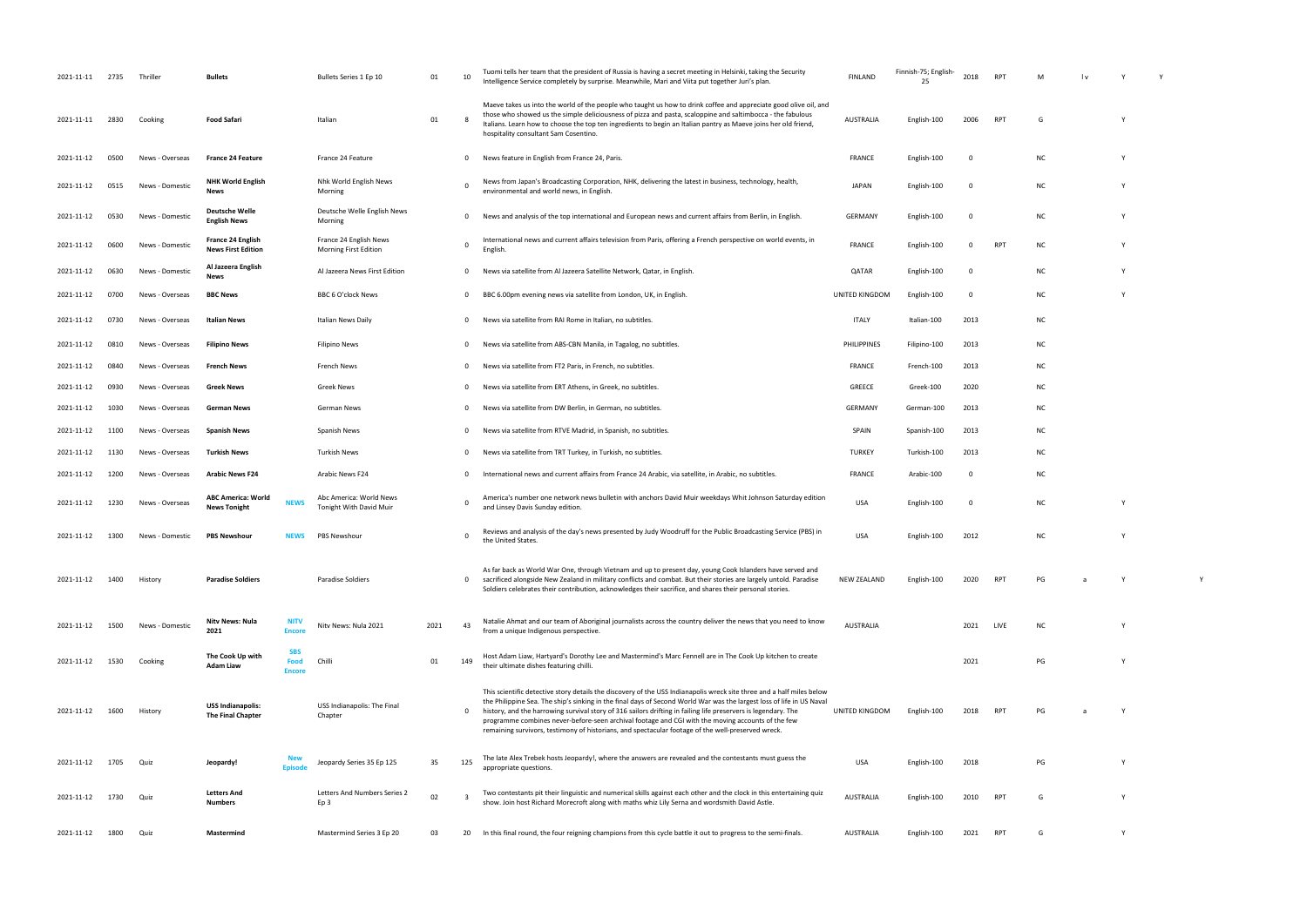| | | | | | | | | | | | | | | | | | | |
|---|---|---|---|---|---|---|---|---|---|---|---|---|---|---|---|---|---|---|
| 2021-11-11 | 2735 | Thriller | **Bullets** | | Bullets Series 1 Ep 10 | 01 | 10 | Tuomi tells her team that the president of Russia is having a secret meeting in Helsinki, taking the Security Intelligence Service completely by surprise. Meanwhile, Mari and Viita put together Juri's plan. | FINLAND | Finnish-75; English-25 | 2018 | RPT | M | l v | Y | Y | |
| 2021-11-11 | 2830 | Cooking | **Food Safari** | | Italian | 01 | 8 | Maeve takes us into the world of the people who taught us how to drink coffee and appreciate good olive oil, and those who showed us the simple deliciousness of pizza and pasta, scaloppine and saltimbocca - the fabulous Italians. Learn how to choose the top ten ingredients to begin an Italian pantry as Maeve joins her old friend, hospitality consultant Sam Cosentino. | AUSTRALIA | English-100 | 2006 | RPT | G | | Y | | |
| 2021-11-12 | 0500 | News - Overseas | **France 24 Feature** | | France 24 Feature | | 0 | News feature in English from France 24, Paris. | FRANCE | English-100 | 0 | | NC | | Y | | |
| 2021-11-12 | 0515 | News - Domestic | **NHK World English News** | | Nhk World English News Morning | | 0 | News from Japan's Broadcasting Corporation, NHK, delivering the latest in business, technology, health, environmental and world news, in English. | JAPAN | English-100 | 0 | | NC | | Y | | |
| 2021-11-12 | 0530 | News - Domestic | **Deutsche Welle English News** | | Deutsche Welle English News Morning | | 0 | News and analysis of the top international and European news and current affairs from Berlin, in English. | GERMANY | English-100 | 0 | | NC | | Y | | |
| 2021-11-12 | 0600 | News - Domestic | **France 24 English News First Edition** | | France 24 English News Morning First Edition | | 0 | International news and current affairs television from Paris, offering a French perspective on world events, in English. | FRANCE | English-100 | 0 | RPT | NC | | Y | | |
| 2021-11-12 | 0630 | News - Domestic | **Al Jazeera English News** | | Al Jazeera News First Edition | | 0 | News via satellite from Al Jazeera Satellite Network, Qatar, in English. | QATAR | English-100 | 0 | | NC | | Y | | |
| 2021-11-12 | 0700 | News - Overseas | **BBC News** | | BBC 6 O'clock News | | 0 | BBC 6.00pm evening news via satellite from London, UK, in English. | UNITED KINGDOM | English-100 | 0 | | NC | | Y | | |
| 2021-11-12 | 0730 | News - Overseas | **Italian News** | | Italian News Daily | | 0 | News via satellite from RAI Rome in Italian, no subtitles. | ITALY | Italian-100 | 2013 | | NC | | | | |
| 2021-11-12 | 0810 | News - Overseas | **Filipino News** | | Filipino News | | 0 | News via satellite from ABS-CBN Manila, in Tagalog, no subtitles. | PHILIPPINES | Filipino-100 | 2013 | | NC | | | | |
| 2021-11-12 | 0840 | News - Overseas | **French News** | | French News | | 0 | News via satellite from FT2 Paris, in French, no subtitles. | FRANCE | French-100 | 2013 | | NC | | | | |
| 2021-11-12 | 0930 | News - Overseas | **Greek News** | | Greek News | | 0 | News via satellite from ERT Athens, in Greek, no subtitles. | GREECE | Greek-100 | 2020 | | NC | | | | |
| 2021-11-12 | 1030 | News - Overseas | **German News** | | German News | | 0 | News via satellite from DW Berlin, in German, no subtitles. | GERMANY | German-100 | 2013 | | NC | | | | |
| 2021-11-12 | 1100 | News - Overseas | **Spanish News** | | Spanish News | | 0 | News via satellite from RTVE Madrid, in Spanish, no subtitles. | SPAIN | Spanish-100 | 2013 | | NC | | | | |
| 2021-11-12 | 1130 | News - Overseas | **Turkish News** | | Turkish News | | 0 | News via satellite from TRT Turkey, in Turkish, no subtitles. | TURKEY | Turkish-100 | 2013 | | NC | | | | |
| 2021-11-12 | 1200 | News - Overseas | **Arabic News F24** | | Arabic News F24 | | 0 | International news and current affairs from France 24 Arabic, via satellite, in Arabic, no subtitles. | FRANCE | Arabic-100 | 0 | | NC | | | | |
| 2021-11-12 | 1230 | News - Overseas | **ABC America: World News Tonight** | NEWS | Abc America: World News Tonight With David Muir | | 0 | America's number one network news bulletin with anchors David Muir weekdays Whit Johnson Saturday edition and Linsey Davis Sunday edition. | USA | English-100 | 0 | | NC | | Y | | |
| 2021-11-12 | 1300 | News - Domestic | **PBS Newshour** | NEWS | PBS Newshour | | 0 | Reviews and analysis of the day's news presented by Judy Woodruff for the Public Broadcasting Service (PBS) in the United States. | USA | English-100 | 2012 | | NC | | Y | | |
| 2021-11-12 | 1400 | History | **Paradise Soldiers** | | Paradise Soldiers | | 0 | As far back as World War One, through Vietnam and up to present day, young Cook Islanders have served and sacrificed alongside New Zealand in military conflicts and combat. But their stories are largely untold. Paradise Soldiers celebrates their contribution, acknowledges their sacrifice, and shares their personal stories. | NEW ZEALAND | English-100 | 2020 | RPT | PG | a | Y | | Y |
| 2021-11-12 | 1500 | News - Domestic | **Nitv News: Nula 2021** | NITV Encore | Nitv News: Nula 2021 | 2021 | 43 | Natalie Ahmat and our team of Aboriginal journalists across the country deliver the news that you need to know from a unique Indigenous perspective. | AUSTRALIA | | 2021 | LIVE | NC | | Y | | |
| 2021-11-12 | 1530 | Cooking | **The Cook Up with Adam Liaw** | SBS Food Encore | Chilli | 01 | 149 | Host Adam Liaw, Hartyard's Dorothy Lee and Mastermind's Marc Fennell are in The Cook Up kitchen to create their ultimate dishes featuring chilli. | | | 2021 | | PG | | Y | | |
| 2021-11-12 | 1600 | History | **USS Indianapolis: The Final Chapter** | | USS Indianapolis: The Final Chapter | | 0 | This scientific detective story details the discovery of the USS Indianapolis wreck site three and a half miles below the Philippine Sea. The ship's sinking in the final days of Second World War was the largest loss of life in US Naval history, and the harrowing survival story of 316 sailors drifting in failing life preservers is legendary. The programme combines never-before-seen archival footage and CGI with the moving accounts of the few remaining survivors, testimony of historians, and spectacular footage of the well-preserved wreck. | UNITED KINGDOM | English-100 | 2018 | RPT | PG | a | Y | | |
| 2021-11-12 | 1705 | Quiz | **Jeopardy!** | New Episode | Jeopardy Series 35 Ep 125 | 35 | 125 | The late Alex Trebek hosts Jeopardy!, where the answers are revealed and the contestants must guess the appropriate questions. | USA | English-100 | 2018 | | PG | | Y | | |
| 2021-11-12 | 1730 | Quiz | **Letters And Numbers** | | Letters And Numbers Series 2 Ep 3 | 02 | 3 | Two contestants pit their linguistic and numerical skills against each other and the clock in this entertaining quiz show. Join host Richard Morecroft along with maths whiz Lily Serna and wordsmith David Astle. | AUSTRALIA | English-100 | 2010 | RPT | G | | Y | | |
| 2021-11-12 | 1800 | Quiz | **Mastermind** | | Mastermind Series 3 Ep 20 | 03 | 20 | In this final round, the four reigning champions from this cycle battle it out to progress to the semi-finals. | AUSTRALIA | English-100 | 2021 | RPT | G | | Y | | |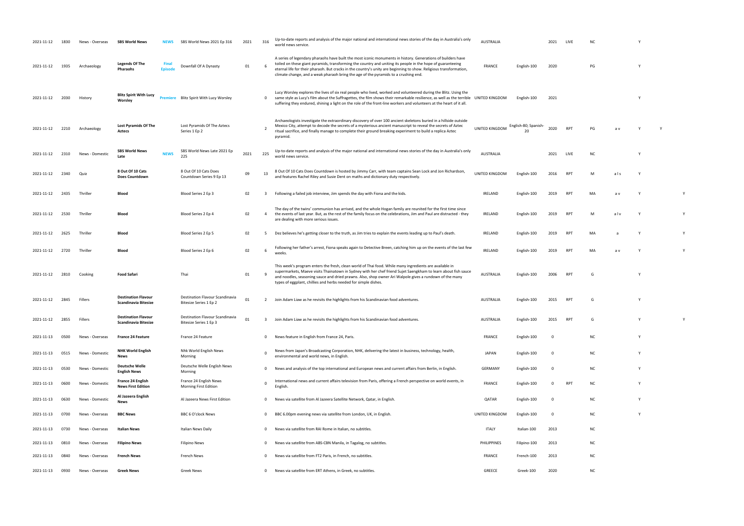| | | | | | | | | | | | | | | | | | |
|---|---|---|---|---|---|---|---|---|---|---|---|---|---|---|---|---|---|
| 2021-11-12 | 1830 | News - Overseas | **SBS World News** | NEWS | SBS World News 2021 Ep 316 | 2021 | 316 | Up-to-date reports and analysis of the major national and international news stories of the day in Australia's only world news service. | AUSTRALIA | | 2021 | LIVE | NC | | Y | | |
| 2021-11-12 | 1935 | Archaeology | **Legends Of The Pharaohs** | Final Episode | Downfall Of A Dynasty | 01 | 6 | A series of legendary pharaohs have built the most iconic monuments in history. Generations of builders have toiled on these giant pyramids, transforming the country and uniting its people in the hope of guaranteeing eternal life for their pharaoh. But cracks in the country's unity are beginning to show. Religious transformation, climate change, and a weak pharaoh bring the age of the pyramids to a crushing end. | FRANCE | English-100 | 2020 | | PG | | Y | | |
| 2021-11-12 | 2030 | History | **Blitz Spirit With Lucy Worsley** | Premiere | Blitz Spirit With Lucy Worsley | | 0 | Lucy Worsley explores the lives of six real people who lived, worked and volunteered during the Blitz. Using the same style as Lucy's film about the Suffragettes, the film shows their remarkable resilience, as well as the terrible suffering they endured, shining a light on the role of the front-line workers and volunteers at the heart of it all. | UNITED KINGDOM | English-100 | 2021 | | | | Y | | |
| 2021-11-12 | 2210 | Archaeology | **Lost Pyramids Of The Aztecs** | | Lost Pyramids Of The Aztecs Series 1 Ep 2 | | 2 | Archaeologists investigate the extraordinary discovery of over 100 ancient skeletons buried in a hillside outside Mexico City, attempt to decode the secrets of a mysterious ancient manuscript to reveal the secrets of Aztec ritual sacrifice, and finally manage to complete their ground breaking experiment to build a replica Aztec pyramid. | UNITED KINGDOM | English-80; Spanish-20 | 2020 | RPT | PG | a v | Y | Y | |
| 2021-11-12 | 2310 | News - Domestic | **SBS World News Late** | NEWS | SBS World News Late 2021 Ep 225 | 2021 | 225 | Up-to-date reports and analysis of the major national and international news stories of the day in Australia's only world news service. | AUSTRALIA | | 2021 | LIVE | NC | | Y | | |
| 2021-11-12 | 2340 | Quiz | **8 Out Of 10 Cats Does Countdown** | | 8 Out Of 10 Cats Does Countdown Series 9 Ep 13 | 09 | 13 | 8 Out Of 10 Cats Does Countdown is hosted by Jimmy Carr, with team captains Sean Lock and Jon Richardson, and features Rachel Riley and Susie Dent on maths and dictionary duty respectively. | UNITED KINGDOM | English-100 | 2016 | RPT | M | a l s | Y | | |
| 2021-11-12 | 2435 | Thriller | **Blood** | | Blood Series 2 Ep 3 | 02 | 3 | Following a failed job interview, Jim spends the day with Fiona and the kids. | IRELAND | English-100 | 2019 | RPT | MA | a v | Y | | Y |
| 2021-11-12 | 2530 | Thriller | **Blood** | | Blood Series 2 Ep 4 | 02 | 4 | The day of the twins' communion has arrived, and the whole Hogan family are reunited for the first time since the events of last year. But, as the rest of the family focus on the celebrations, Jim and Paul are distracted - they are dealing with more serious issues. | IRELAND | English-100 | 2019 | RPT | M | a l v | Y | | Y |
| 2021-11-12 | 2625 | Thriller | **Blood** | | Blood Series 2 Ep 5 | 02 | 5 | Dez believes he's getting closer to the truth, as Jim tries to explain the events leading up to Paul's death. | IRELAND | English-100 | 2019 | RPT | MA | a | Y | | Y |
| 2021-11-12 | 2720 | Thriller | **Blood** | | Blood Series 2 Ep 6 | 02 | 6 | Following her father's arrest, Fiona speaks again to Detective Breen, catching him up on the events of the last few weeks. | IRELAND | English-100 | 2019 | RPT | MA | a v | Y | | Y |
| 2021-11-12 | 2810 | Cooking | **Food Safari** | | Thai | 01 | 9 | This week's program enters the fresh, clean world of Thai food. While many ingredients are available in supermarkets, Maeve visits Thainatown in Sydney with her chef friend Sujet Saengkham to learn about fish sauce and noodles, seasoning sauce and dried prawns. Also, shop owner Ari Walpole gives a rundown of the many types of eggplant, chillies and herbs needed for simple dishes. | AUSTRALIA | English-100 | 2006 | RPT | G | | Y | | |
| 2021-11-12 | 2845 | Fillers | **Destination Flavour Scandinavia Bitesize** | | Destination Flavour Scandinavia Bitesize Series 1 Ep 2 | 01 | 2 | Join Adam Liaw as he revisits the highlights from his Scandinavian food adventures. | AUSTRALIA | English-100 | 2015 | RPT | G | | Y | | |
| 2021-11-12 | 2855 | Fillers | **Destination Flavour Scandinavia Bitesize** | | Destination Flavour Scandinavia Bitesize Series 1 Ep 3 | 01 | 3 | Join Adam Liaw as he revisits the highlights from his Scandinavian food adventures. | AUSTRALIA | English-100 | 2015 | RPT | G | | Y | | Y |
| 2021-11-13 | 0500 | News - Overseas | **France 24 Feature** | | France 24 Feature | | 0 | News feature in English from France 24, Paris. | FRANCE | English-100 | 0 | | NC | | Y | | |
| 2021-11-13 | 0515 | News - Domestic | **NHK World English News** | | Nhk World English News Morning | | 0 | News from Japan's Broadcasting Corporation, NHK, delivering the latest in business, technology, health, environmental and world news, in English. | JAPAN | English-100 | 0 | | NC | | Y | | |
| 2021-11-13 | 0530 | News - Domestic | **Deutsche Welle English News** | | Deutsche Welle English News Morning | | 0 | News and analysis of the top international and European news and current affairs from Berlin, in English. | GERMANY | English-100 | 0 | | NC | | Y | | |
| 2021-11-13 | 0600 | News - Domestic | **France 24 English News First Edition** | | France 24 English News Morning First Edition | | 0 | International news and current affairs television from Paris, offering a French perspective on world events, in English. | FRANCE | English-100 | 0 | RPT | NC | | Y | | |
| 2021-11-13 | 0630 | News - Domestic | **Al Jazeera English News** | | Al Jazeera News First Edition | | 0 | News via satellite from Al Jazeera Satellite Network, Qatar, in English. | QATAR | English-100 | 0 | | NC | | Y | | |
| 2021-11-13 | 0700 | News - Overseas | **BBC News** | | BBC 6 O'clock News | | 0 | BBC 6.00pm evening news via satellite from London, UK, in English. | UNITED KINGDOM | English-100 | 0 | | NC | | Y | | |
| 2021-11-13 | 0730 | News - Overseas | **Italian News** | | Italian News Daily | | 0 | News via satellite from RAI Rome in Italian, no subtitles. | ITALY | Italian-100 | 2013 | | NC | | | | |
| 2021-11-13 | 0810 | News - Overseas | **Filipino News** | | Filipino News | | 0 | News via satellite from ABS-CBN Manila, in Tagalog, no subtitles. | PHILIPPINES | Filipino-100 | 2013 | | NC | | | | |
| 2021-11-13 | 0840 | News - Overseas | **French News** | | French News | | 0 | News via satellite from FT2 Paris, in French, no subtitles. | FRANCE | French-100 | 2013 | | NC | | | | |
| 2021-11-13 | 0930 | News - Overseas | **Greek News** | | Greek News | | 0 | News via satellite from ERT Athens, in Greek, no subtitles. | GREECE | Greek-100 | 2020 | | NC | | | | |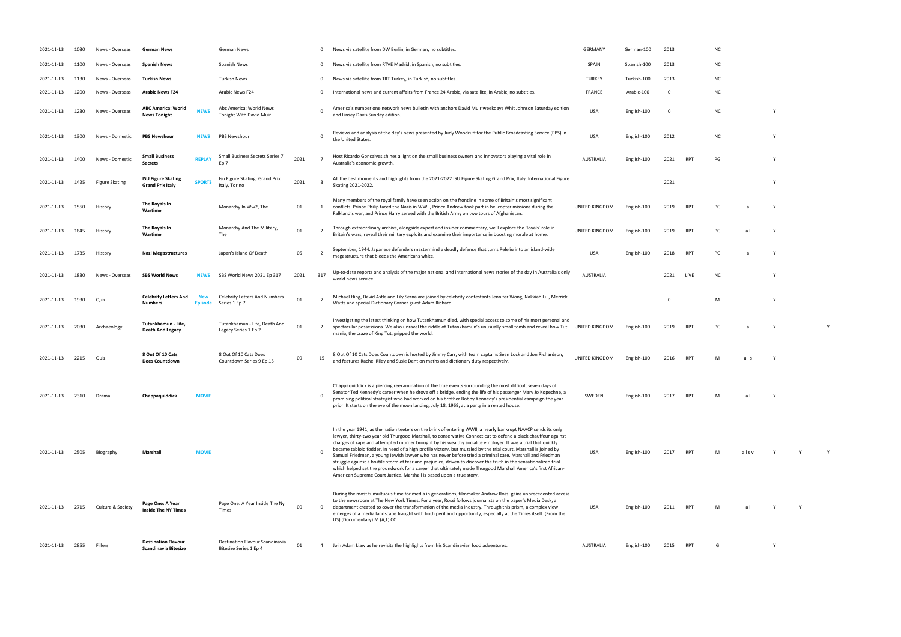| | | | | | | | | | | | | | | | | | | | | |
|---|---|---|---|---|---|---|---|---|---|---|---|---|---|---|---|---|---|---|---|---|
| 2021-11-13 | 1030 | News - Overseas | German News | | German News | | 0 | News via satellite from DW Berlin, in German, no subtitles. | GERMANY | German-100 | 2013 | | NC | | | | | |
| 2021-11-13 | 1100 | News - Overseas | Spanish News | | Spanish News | | 0 | News via satellite from RTVE Madrid, in Spanish, no subtitles. | SPAIN | Spanish-100 | 2013 | | NC | | | | | |
| 2021-11-13 | 1130 | News - Overseas | Turkish News | | Turkish News | | 0 | News via satellite from TRT Turkey, in Turkish, no subtitles. | TURKEY | Turkish-100 | 2013 | | NC | | | | | |
| 2021-11-13 | 1200 | News - Overseas | Arabic News F24 | | Arabic News F24 | | 0 | International news and current affairs from France 24 Arabic, via satellite, in Arabic, no subtitles. | FRANCE | Arabic-100 | 0 | | NC | | | | | |
| 2021-11-13 | 1230 | News - Overseas | ABC America: World News Tonight | NEWS | Abc America: World News Tonight With David Muir | | 0 | America's number one network news bulletin with anchors David Muir weekdays Whit Johnson Saturday edition and Linsey Davis Sunday edition. | USA | English-100 | 0 | | NC | | Y | | | |
| 2021-11-13 | 1300 | News - Domestic | PBS Newshour | NEWS | PBS Newshour | | 0 | Reviews and analysis of the day's news presented by Judy Woodruff for the Public Broadcasting Service (PBS) in the United States. | USA | English-100 | 2012 | | NC | | Y | | | |
| 2021-11-13 | 1400 | News - Domestic | Small Business Secrets | REPLAY | Small Business Secrets Series 7 Ep 7 | 2021 | 7 | Host Ricardo Goncalves shines a light on the small business owners and innovators playing a vital role in Australia's economic growth. | AUSTRALIA | English-100 | 2021 | RPT | PG | | Y | | | |
| 2021-11-13 | 1425 | Figure Skating | ISU Figure Skating Grand Prix Italy | SPORTS | Isu Figure Skating: Grand Prix Italy, Torino | 2021 | 3 | All the best moments and highlights from the 2021-2022 ISU Figure Skating Grand Prix, Italy. International Figure Skating 2021-2022. | | | 2021 | | | | Y | | | |
| 2021-11-13 | 1550 | History | The Royals In Wartime | | Monarchy In Ww2, The | 01 | 1 | Many members of the royal family have seen action on the frontline in some of Britain's most significant conflicts. Prince Philip faced the Nazis in WWII, Prince Andrew took part in helicopter missions during the Falkland's war, and Prince Harry served with the British Army on two tours of Afghanistan. | UNITED KINGDOM | English-100 | 2019 | RPT | PG | a | Y | | | |
| 2021-11-13 | 1645 | History | The Royals In Wartime | | Monarchy And The Military, The | 01 | 2 | Through extraordinary archive, alongside expert and insider commentary, we'll explore the Royals' role in Britain's wars, reveal their military exploits and examine their importance in boosting morale at home. | UNITED KINGDOM | English-100 | 2019 | RPT | PG | a l | Y | | | |
| 2021-11-13 | 1735 | History | Nazi Megastructures | | Japan's Island Of Death | 05 | 2 | September, 1944. Japanese defenders mastermind a deadly defence that turns Peleliu into an island-wide megastructure that bleeds the Americans white. | USA | English-100 | 2018 | RPT | PG | a | Y | | | |
| 2021-11-13 | 1830 | News - Overseas | SBS World News | NEWS | SBS World News 2021 Ep 317 | 2021 | 317 | Up-to-date reports and analysis of the major national and international news stories of the day in Australia's only world news service. | AUSTRALIA | | 2021 | LIVE | NC | | Y | | | |
| 2021-11-13 | 1930 | Quiz | Celebrity Letters And Numbers | New Episode | Celebrity Letters And Numbers Series 1 Ep 7 | 01 | 7 | Michael Hing, David Astle and Lily Serna are joined by celebrity contestants Jennifer Wong, Nakkiah Lui, Merrick Watts and special Dictionary Corner guest Adam Richard. | | | 0 | | M | | Y | | | |
| 2021-11-13 | 2030 | Archaeology | Tutankhamun - Life, Death And Legacy | | Tutankhamun - Life, Death And Legacy Series 1 Ep 2 | 01 | 2 | Investigating the latest thinking on how Tutankhamun died, with special access to some of his most personal and spectacular possessions. We also unravel the riddle of Tutankhamun's unusually small tomb and reveal how Tut mania, the craze of King Tut, gripped the world. | UNITED KINGDOM | English-100 | 2019 | RPT | PG | a | Y | | Y | |
| 2021-11-13 | 2215 | Quiz | 8 Out Of 10 Cats Does Countdown | | 8 Out Of 10 Cats Does Countdown Series 9 Ep 15 | 09 | 15 | 8 Out Of 10 Cats Does Countdown is hosted by Jimmy Carr, with team captains Sean Lock and Jon Richardson, and features Rachel Riley and Susie Dent on maths and dictionary duty respectively. | UNITED KINGDOM | English-100 | 2016 | RPT | M | a l s | Y | | | |
| 2021-11-13 | 2310 | Drama | Chappaquiddick | MOVIE | | | 0 | Chappaquiddick is a piercing reexamination of the true events surrounding the most difficult seven days of Senator Ted Kennedy's career when he drove off a bridge, ending the life of his passenger Mary Jo Kopechne, a promising political strategist who had worked on his brother Bobby Kennedy's presidential campaign the year prior. It starts on the eve of the moon landing, July 18, 1969, at a party in a rented house. | SWEDEN | English-100 | 2017 | RPT | M | a l | Y | | | |
| 2021-11-13 | 2505 | Biography | Marshall | MOVIE | | | 0 | In the year 1941, as the nation teeters on the brink of entering WWII, a nearly bankrupt NAACP sends its only lawyer, thirty-two year old Thurgood Marshall, to conservative Connecticut to defend a black chauffeur against charges of rape and attempted murder brought by his wealthy socialite employer. It was a trial that quickly became tabloid fodder. In need of a high profile victory, but muzzled by the trial court, Marshall is joined by Samuel Friedman, a young Jewish lawyer who has never before tried a criminal case. Marshall and Friedman struggle against a hostile storm of fear and prejudice, driven to discover the truth in the sensationalized trial which helped set the groundwork for a career that ultimately made Thurgood Marshall America's first African-American Supreme Court Justice. Marshall is based upon a true story. | USA | English-100 | 2017 | RPT | M | a l s v | Y | Y | Y | |
| 2021-11-13 | 2715 | Culture & Society | Page One: A Year Inside The NY Times | | Page One: A Year Inside The Ny Times | 00 | 0 | During the most tumultuous time for media in generations, filmmaker Andrew Rossi gains unprecedented access to the newsroom at The New York Times. For a year, Rossi follows journalists on the paper's Media Desk, a department created to cover the transformation of the media industry. Through this prism, a complex view emerges of a media landscape fraught with both peril and opportunity, especially at the Times itself. (From the US) (Documentary) M (A,L) CC | USA | English-100 | 2011 | RPT | M | a l | Y | Y | | |
| 2021-11-13 | 2855 | Fillers | Destination Flavour Scandinavia Bitesize | | Destination Flavour Scandinavia Bitesize Series 1 Ep 4 | 01 | 4 | Join Adam Liaw as he revisits the highlights from his Scandinavian food adventures. | AUSTRALIA | English-100 | 2015 | RPT | G | | Y | | | |